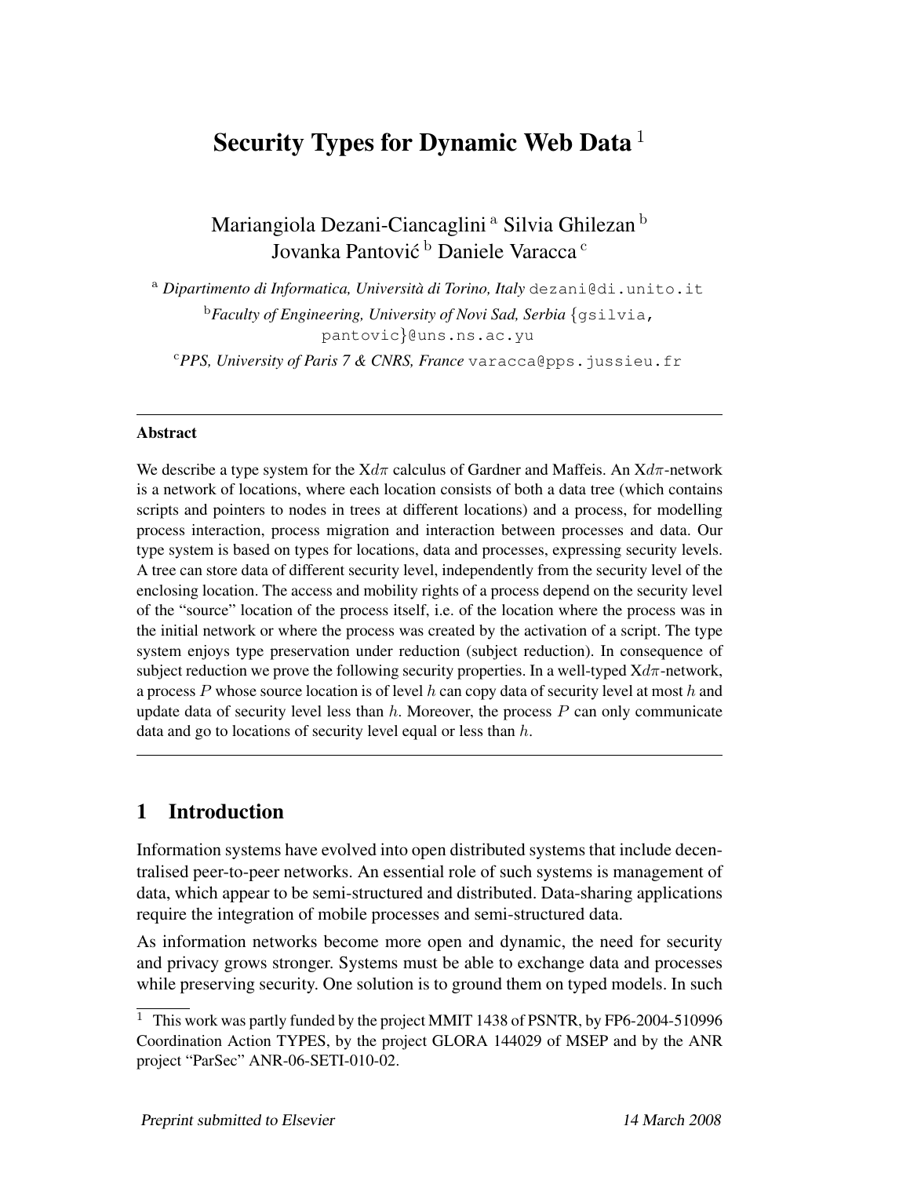# Security Types for Dynamic Web Data [1]

Mariangiola Dezani-Ciancaglini [a] Silvia Ghilezan [b]
Jovanka Pantović [b] Daniele Varacca [c]

[a] *Dipartimento di Informatica, Università di Torino, Italy* dezani@di.unito.it

[b] *Faculty of Engineering, University of Novi Sad, Serbia* {gsilvia, pantovic}@uns.ns.ac.yu

[c] *PPS, University of Paris 7 & CNRS, France* varacca@pps.jussieu.fr

---

**Abstract**

We describe a type system for the X$d\pi$ calculus of Gardner and Maffeis. An X$d\pi$-network is a network of locations, where each location consists of both a data tree (which contains scripts and pointers to nodes in trees at different locations) and a process, for modelling process interaction, process migration and interaction between processes and data. Our type system is based on types for locations, data and processes, expressing security levels. A tree can store data of different security level, independently from the security level of the enclosing location. The access and mobility rights of a process depend on the security level of the "source" location of the process itself, i.e. of the location where the process was in the initial network or where the process was created by the activation of a script. The type system enjoys type preservation under reduction (subject reduction). In consequence of subject reduction we prove the following security properties. In a well-typed X$d\pi$-network, a process $P$ whose source location is of level $h$ can copy data of security level at most $h$ and update data of security level less than $h$. Moreover, the process $P$ can only communicate data and go to locations of security level equal or less than $h$.

---

## 1 Introduction

Information systems have evolved into open distributed systems that include decentralised peer-to-peer networks. An essential role of such systems is management of data, which appear to be semi-structured and distributed. Data-sharing applications require the integration of mobile processes and semi-structured data.

As information networks become more open and dynamic, the need for security and privacy grows stronger. Systems must be able to exchange data and processes while preserving security. One solution is to ground them on typed models. In such

---

[1] This work was partly funded by the project MMIT 1438 of PSNTR, by FP6-2004-510996 Coordination Action TYPES, by the project GLORA 144029 of MSEP and by the ANR project "ParSec" ANR-06-SETI-010-02.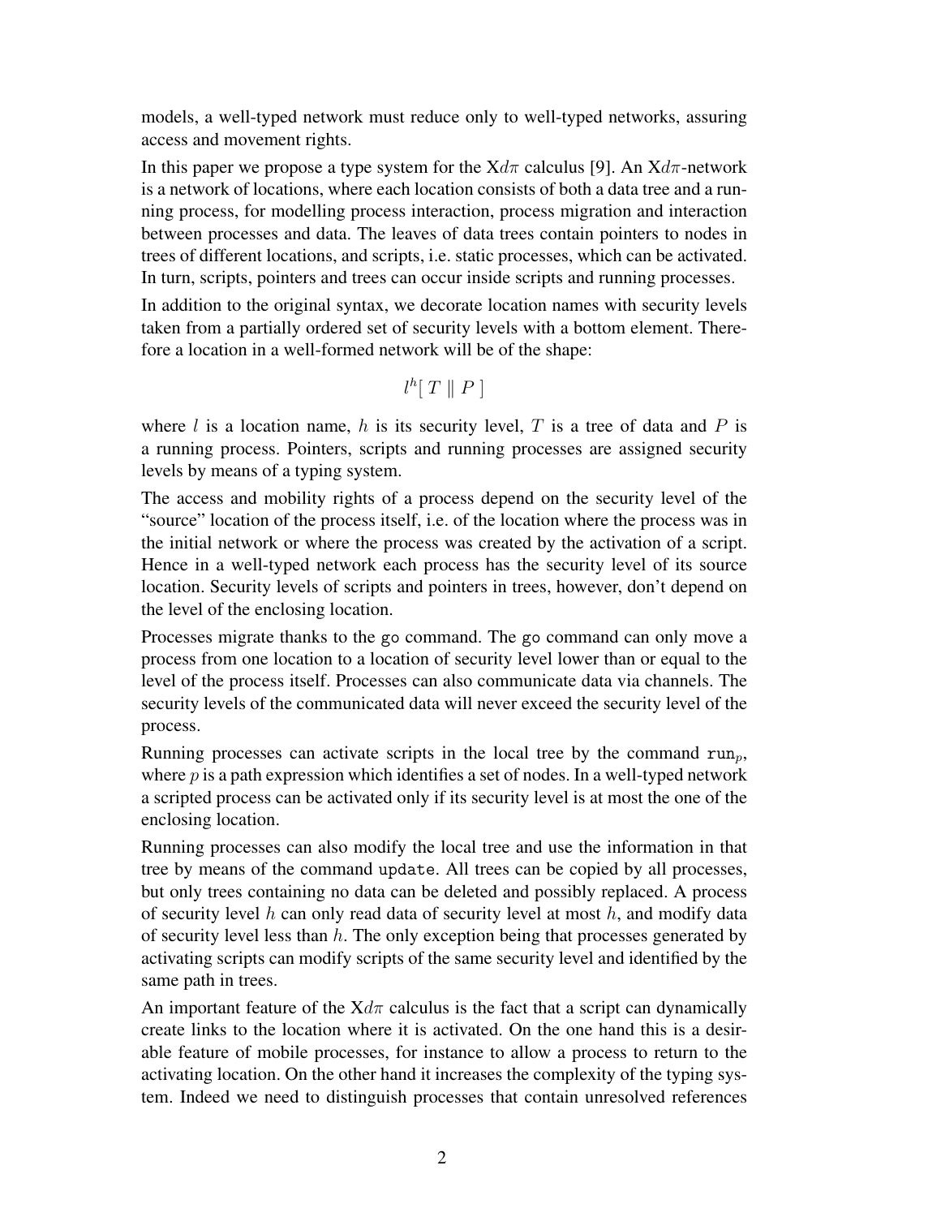models, a well-typed network must reduce only to well-typed networks, assuring access and movement rights.

In this paper we propose a type system for the X$d\pi$ calculus [9]. An X$d\pi$-network is a network of locations, where each location consists of both a data tree and a running process, for modelling process interaction, process migration and interaction between processes and data. The leaves of data trees contain pointers to nodes in trees of different locations, and scripts, i.e. static processes, which can be activated. In turn, scripts, pointers and trees can occur inside scripts and running processes.

In addition to the original syntax, we decorate location names with security levels taken from a partially ordered set of security levels with a bottom element. Therefore a location in a well-formed network will be of the shape:

$$l^h[\, T \parallel P \,]$$

where $l$ is a location name, $h$ is its security level, $T$ is a tree of data and $P$ is a running process. Pointers, scripts and running processes are assigned security levels by means of a typing system.

The access and mobility rights of a process depend on the security level of the "source" location of the process itself, i.e. of the location where the process was in the initial network or where the process was created by the activation of a script. Hence in a well-typed network each process has the security level of its source location. Security levels of scripts and pointers in trees, however, don't depend on the level of the enclosing location.

Processes migrate thanks to the go command. The go command can only move a process from one location to a location of security level lower than or equal to the level of the process itself. Processes can also communicate data via channels. The security levels of the communicated data will never exceed the security level of the process.

Running processes can activate scripts in the local tree by the command $\mathtt{run}_p$, where $p$ is a path expression which identifies a set of nodes. In a well-typed network a scripted process can be activated only if its security level is at most the one of the enclosing location.

Running processes can also modify the local tree and use the information in that tree by means of the command update. All trees can be copied by all processes, but only trees containing no data can be deleted and possibly replaced. A process of security level $h$ can only read data of security level at most $h$, and modify data of security level less than $h$. The only exception being that processes generated by activating scripts can modify scripts of the same security level and identified by the same path in trees.

An important feature of the X$d\pi$ calculus is the fact that a script can dynamically create links to the location where it is activated. On the one hand this is a desirable feature of mobile processes, for instance to allow a process to return to the activating location. On the other hand it increases the complexity of the typing system. Indeed we need to distinguish processes that contain unresolved references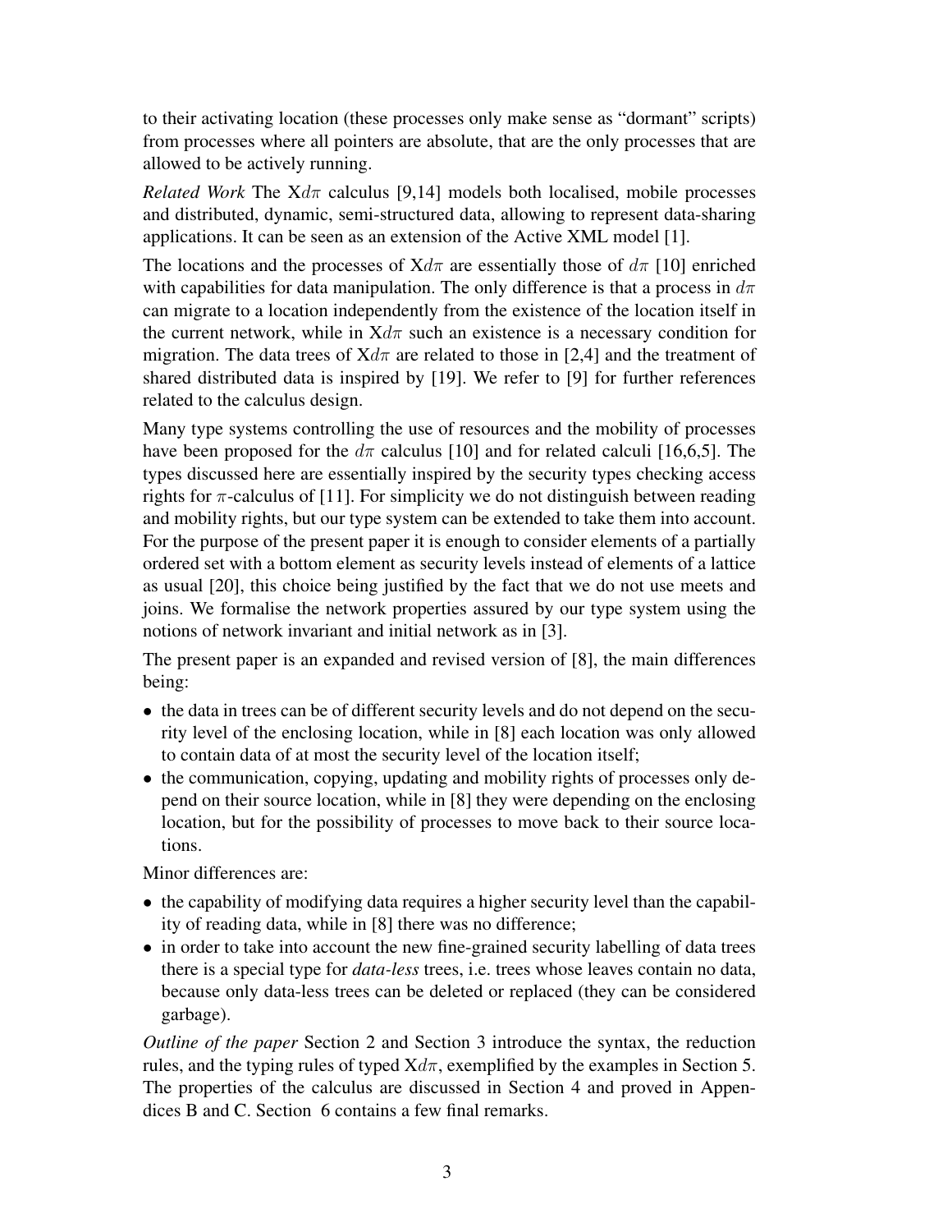to their activating location (these processes only make sense as "dormant" scripts) from processes where all pointers are absolute, that are the only processes that are allowed to be actively running.

*Related Work* The X$d\pi$ calculus [9,14] models both localised, mobile processes and distributed, dynamic, semi-structured data, allowing to represent data-sharing applications. It can be seen as an extension of the Active XML model [1].

The locations and the processes of X$d\pi$ are essentially those of $d\pi$ [10] enriched with capabilities for data manipulation. The only difference is that a process in $d\pi$ can migrate to a location independently from the existence of the location itself in the current network, while in X$d\pi$ such an existence is a necessary condition for migration. The data trees of X$d\pi$ are related to those in [2,4] and the treatment of shared distributed data is inspired by [19]. We refer to [9] for further references related to the calculus design.

Many type systems controlling the use of resources and the mobility of processes have been proposed for the $d\pi$ calculus [10] and for related calculi [16,6,5]. The types discussed here are essentially inspired by the security types checking access rights for $\pi$-calculus of [11]. For simplicity we do not distinguish between reading and mobility rights, but our type system can be extended to take them into account. For the purpose of the present paper it is enough to consider elements of a partially ordered set with a bottom element as security levels instead of elements of a lattice as usual [20], this choice being justified by the fact that we do not use meets and joins. We formalise the network properties assured by our type system using the notions of network invariant and initial network as in [3].

The present paper is an expanded and revised version of [8], the main differences being:

- the data in trees can be of different security levels and do not depend on the security level of the enclosing location, while in [8] each location was only allowed to contain data of at most the security level of the location itself;
- the communication, copying, updating and mobility rights of processes only depend on their source location, while in [8] they were depending on the enclosing location, but for the possibility of processes to move back to their source locations.

Minor differences are:

- the capability of modifying data requires a higher security level than the capability of reading data, while in [8] there was no difference;
- in order to take into account the new fine-grained security labelling of data trees there is a special type for *data-less* trees, i.e. trees whose leaves contain no data, because only data-less trees can be deleted or replaced (they can be considered garbage).

*Outline of the paper* Section 2 and Section 3 introduce the syntax, the reduction rules, and the typing rules of typed X$d\pi$, exemplified by the examples in Section 5. The properties of the calculus are discussed in Section 4 and proved in Appendices B and C. Section 6 contains a few final remarks.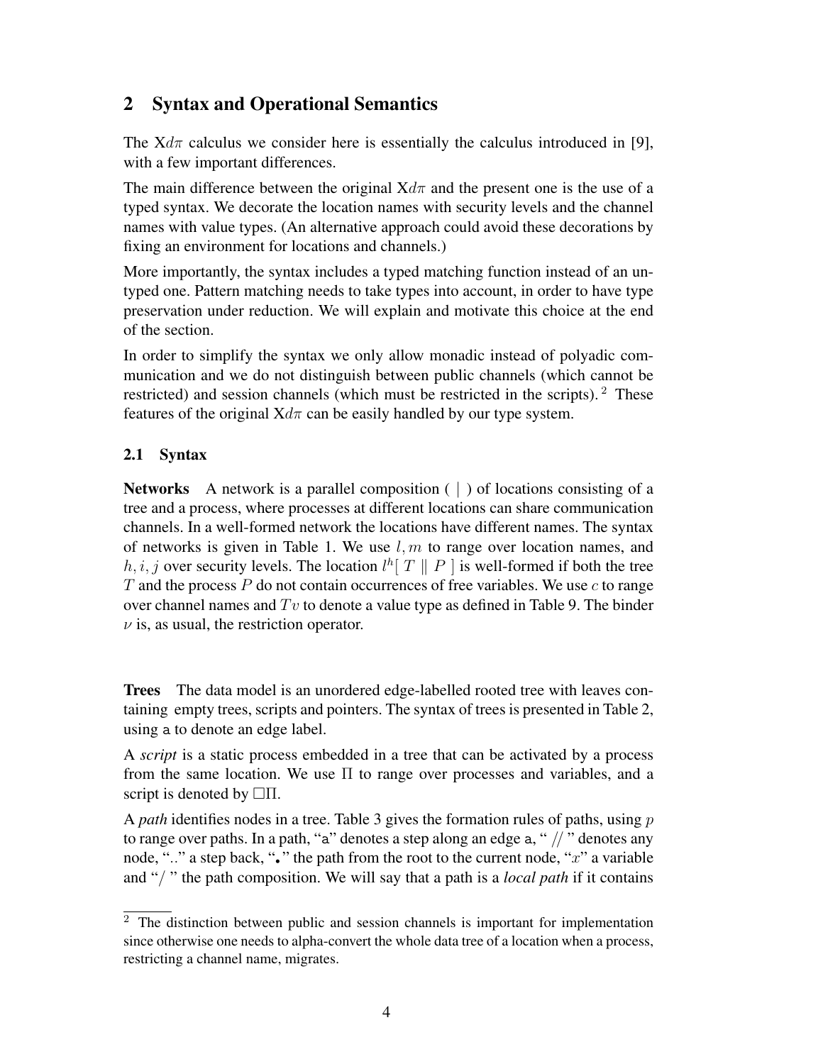## 2 Syntax and Operational Semantics

The X$d\pi$ calculus we consider here is essentially the calculus introduced in [9], with a few important differences.

The main difference between the original X$d\pi$ and the present one is the use of a typed syntax. We decorate the location names with security levels and the channel names with value types. (An alternative approach could avoid these decorations by fixing an environment for locations and channels.)

More importantly, the syntax includes a typed matching function instead of an untyped one. Pattern matching needs to take types into account, in order to have type preservation under reduction. We will explain and motivate this choice at the end of the section.

In order to simplify the syntax we only allow monadic instead of polyadic communication and we do not distinguish between public channels (which cannot be restricted) and session channels (which must be restricted in the scripts). [2] These features of the original X$d\pi$ can be easily handled by our type system.

### 2.1 Syntax

**Networks** A network is a parallel composition ( $|$ ) of locations consisting of a tree and a process, where processes at different locations can share communication channels. In a well-formed network the locations have different names. The syntax of networks is given in Table 1. We use $l, m$ to range over location names, and $h, i, j$ over security levels. The location $l^h[\ T \parallel P\ ]$ is well-formed if both the tree $T$ and the process $P$ do not contain occurrences of free variables. We use $c$ to range over channel names and $Tv$ to denote a value type as defined in Table 9. The binder $\nu$ is, as usual, the restriction operator.

**Trees** The data model is an unordered edge-labelled rooted tree with leaves containing empty trees, scripts and pointers. The syntax of trees is presented in Table 2, using $\mathsf{a}$ to denote an edge label.

A *script* is a static process embedded in a tree that can be activated by a process from the same location. We use $\Pi$ to range over processes and variables, and a script is denoted by $\Box\Pi$.

A *path* identifies nodes in a tree. Table 3 gives the formation rules of paths, using $p$ to range over paths. In a path, "$\mathsf{a}$" denotes a step along an edge $\mathsf{a}$, " $//$ " denotes any node, ".." a step back, "$\bullet$" the path from the root to the current node, "$x$" a variable and "$/$ " the path composition. We will say that a path is a *local path* if it contains

[2] The distinction between public and session channels is important for implementation since otherwise one needs to alpha-convert the whole data tree of a location when a process, restricting a channel name, migrates.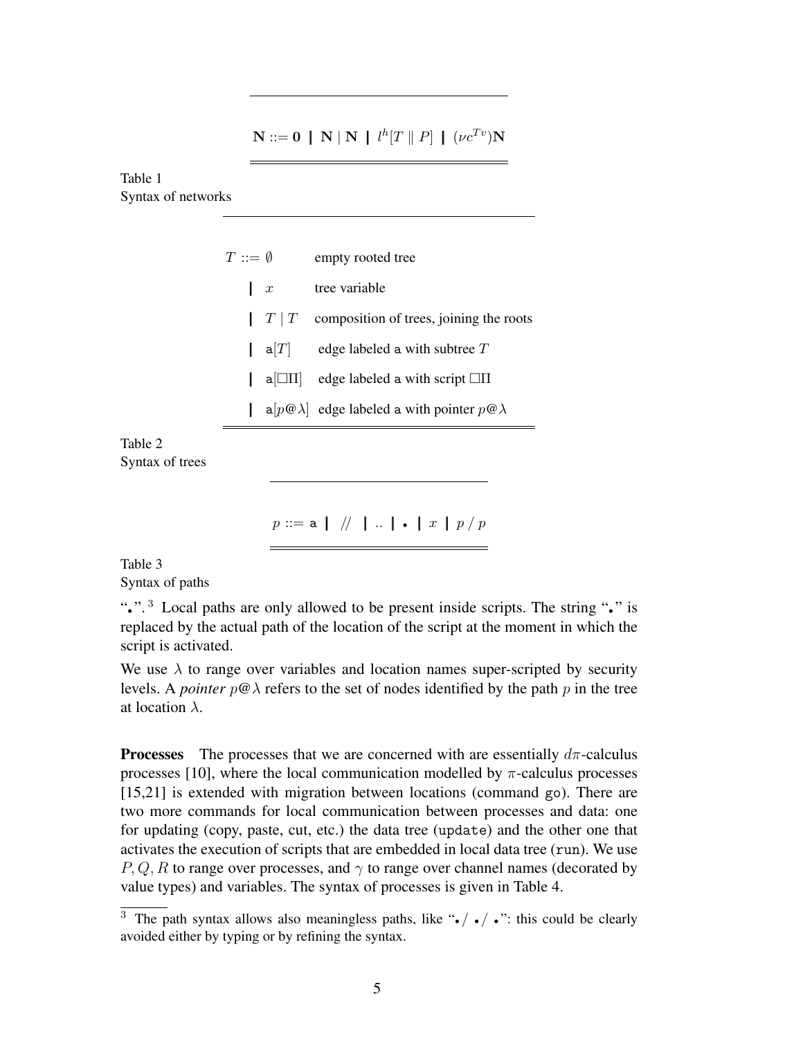$$\mathbf{N} ::= \mathbf{0} \;\;|\;\; \mathbf{N} \mid \mathbf{N} \;\;|\;\; l^h[T \parallel P] \;\;|\;\; (\nu c^{Tv})\mathbf{N}$$

Table 1
Syntax of networks

| | | |
|---|---|---|
| $T ::= \emptyset$ | | empty rooted tree |
| | $x$ | tree variable |
| | $T \mid T$ | composition of trees, joining the roots |
| | $\mathsf{a}[T]$ | edge labeled a with subtree $T$ |
| | $\mathsf{a}[\Box\Pi]$ | edge labeled a with script $\Box\Pi$ |
| | $\mathsf{a}[p@\lambda]$ | edge labeled a with pointer $p@\lambda$ |

Table 2
Syntax of trees

$$p ::= \mathsf{a} \;\;|\;\; // \;\;|\;\; .. \;\;|\;\; \bullet \;\;|\;\; x \;\;|\;\; p \,/\, p$$

Table 3
Syntax of paths

"$\bullet$".[3] Local paths are only allowed to be present inside scripts. The string "$\bullet$" is replaced by the actual path of the location of the script at the moment in which the script is activated.

We use $\lambda$ to range over variables and location names super-scripted by security levels. A *pointer* $p@\lambda$ refers to the set of nodes identified by the path $p$ in the tree at location $\lambda$.

**Processes** The processes that we are concerned with are essentially $d\pi$-calculus processes [10], where the local communication modelled by $\pi$-calculus processes [15,21] is extended with migration between locations (command go). There are two more commands for local communication between processes and data: one for updating (copy, paste, cut, etc.) the data tree (update) and the other one that activates the execution of scripts that are embedded in local data tree (run). We use $P, Q, R$ to range over processes, and $\gamma$ to range over channel names (decorated by value types) and variables. The syntax of processes is given in Table 4.

[3] The path syntax allows also meaningless paths, like "$\bullet / \bullet / \bullet$": this could be clearly avoided either by typing or by refining the syntax.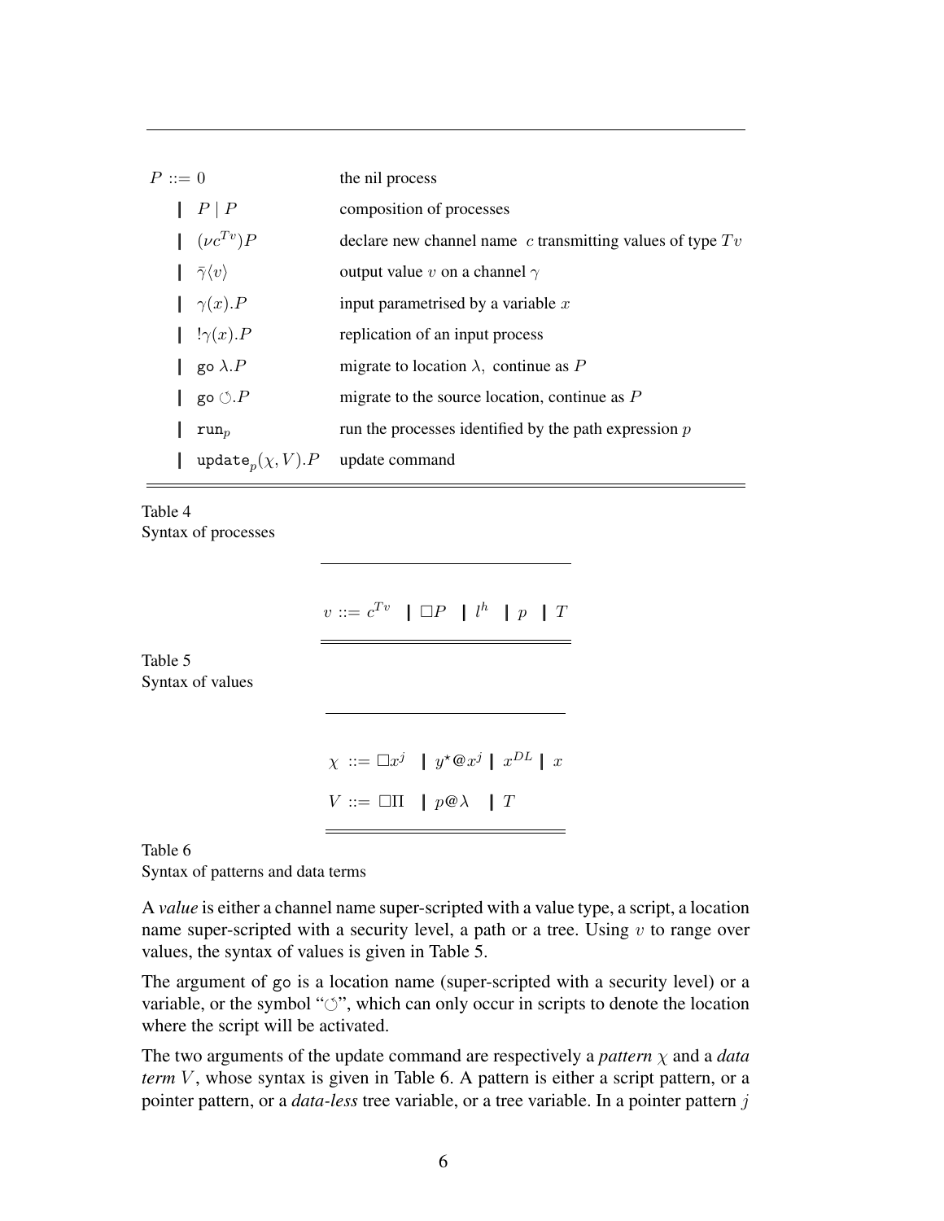| | |
|---|---|
| $P ::= 0$ | the nil process |
| $\mid\ P \mid P$ | composition of processes |
| $\mid\ (\nu c^{Tv})P$ | declare new channel name $c$ transmitting values of type $Tv$ |
| $\mid\ \bar{\gamma}\langle v \rangle$ | output value $v$ on a channel $\gamma$ |
| $\mid\ \gamma(x).P$ | input parametrised by a variable $x$ |
| $\mid\ !\gamma(x).P$ | replication of an input process |
| $\mid\ \mathtt{go}\ \lambda.P$ | migrate to location $\lambda$, continue as $P$ |
| $\mid\ \mathtt{go}\ \circlearrowleft.P$ | migrate to the source location, continue as $P$ |
| $\mid\ \mathtt{run}_p$ | run the processes identified by the path expression $p$ |
| $\mid\ \mathtt{update}_p(\chi, V).P$ | update command |

Table 4
Syntax of processes

$$v ::= c^{Tv} \mid \Box P \mid l^h \mid p \mid T$$

Table 5
Syntax of values

$$\chi ::= \Box x^j \mid y^\star @ x^j \mid x^{DL} \mid x$$

$$V ::= \Box \Pi \mid p@\lambda \mid T$$

Table 6
Syntax of patterns and data terms

A *value* is either a channel name super-scripted with a value type, a script, a location name super-scripted with a security level, a path or a tree. Using $v$ to range over values, the syntax of values is given in Table 5.

The argument of go is a location name (super-scripted with a security level) or a variable, or the symbol "$\circlearrowleft$", which can only occur in scripts to denote the location where the script will be activated.

The two arguments of the update command are respectively a *pattern* $\chi$ and a *data term* $V$, whose syntax is given in Table 6. A pattern is either a script pattern, or a pointer pattern, or a *data-less* tree variable, or a tree variable. In a pointer pattern $j$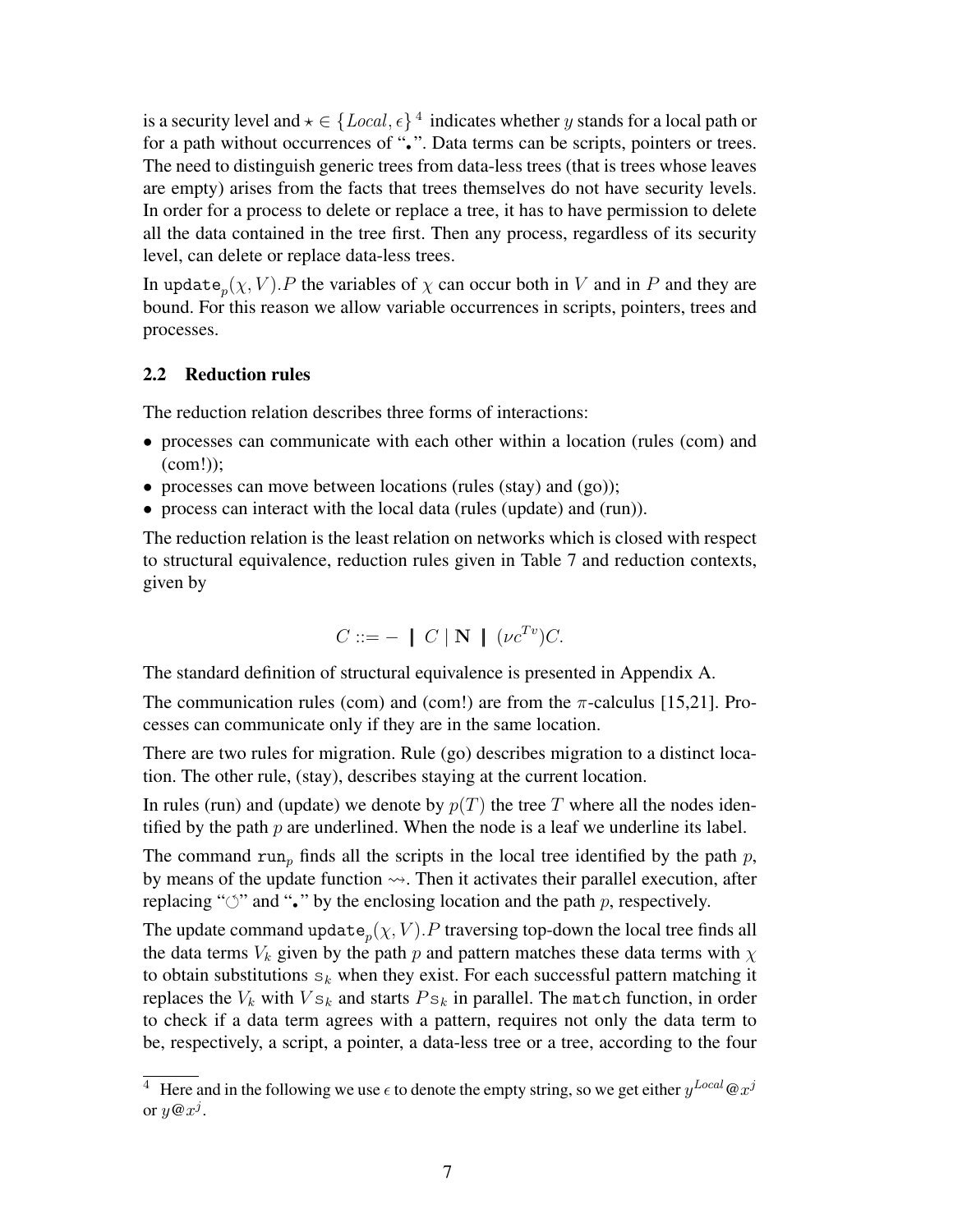is a security level and $\star \in \{Local, \epsilon\}$ [4] indicates whether $y$ stands for a local path or for a path without occurrences of "$\centerdot$". Data terms can be scripts, pointers or trees. The need to distinguish generic trees from data-less trees (that is trees whose leaves are empty) arises from the facts that trees themselves do not have security levels. In order for a process to delete or replace a tree, it has to have permission to delete all the data contained in the tree first. Then any process, regardless of its security level, can delete or replace data-less trees.

In $\mathtt{update}_p(\chi, V).P$ the variables of $\chi$ can occur both in $V$ and in $P$ and they are bound. For this reason we allow variable occurrences in scripts, pointers, trees and processes.

### 2.2 Reduction rules

The reduction relation describes three forms of interactions:

- processes can communicate with each other within a location (rules (com) and (com!));
- processes can move between locations (rules (stay) and (go));
- process can interact with the local data (rules (update) and (run)).

The reduction relation is the least relation on networks which is closed with respect to structural equivalence, reduction rules given in Table 7 and reduction contexts, given by

$$C ::= - \;\|\; C \mid \mathbf{N} \;\|\; (\nu c^{Tv})C.$$

The standard definition of structural equivalence is presented in Appendix A.

The communication rules (com) and (com!) are from the $\pi$-calculus [15,21]. Processes can communicate only if they are in the same location.

There are two rules for migration. Rule (go) describes migration to a distinct location. The other rule, (stay), describes staying at the current location.

In rules (run) and (update) we denote by $p(T)$ the tree $T$ where all the nodes identified by the path $p$ are underlined. When the node is a leaf we underline its label.

The command $\mathtt{run}_p$ finds all the scripts in the local tree identified by the path $p$, by means of the update function $\rightsquigarrow$. Then it activates their parallel execution, after replacing "$\circlearrowleft$" and "$\centerdot$" by the enclosing location and the path $p$, respectively.

The update command $\mathtt{update}_p(\chi, V).P$ traversing top-down the local tree finds all the data terms $V_k$ given by the path $p$ and pattern matches these data terms with $\chi$ to obtain substitutions $\mathtt{s}_k$ when they exist. For each successful pattern matching it replaces the $V_k$ with $V\mathtt{s}_k$ and starts $P\mathtt{s}_k$ in parallel. The $\mathtt{match}$ function, in order to check if a data term agrees with a pattern, requires not only the data term to be, respectively, a script, a pointer, a data-less tree or a tree, according to the four

[4] Here and in the following we use $\epsilon$ to denote the empty string, so we get either $y^{Local}@x^j$ or $y@x^j$.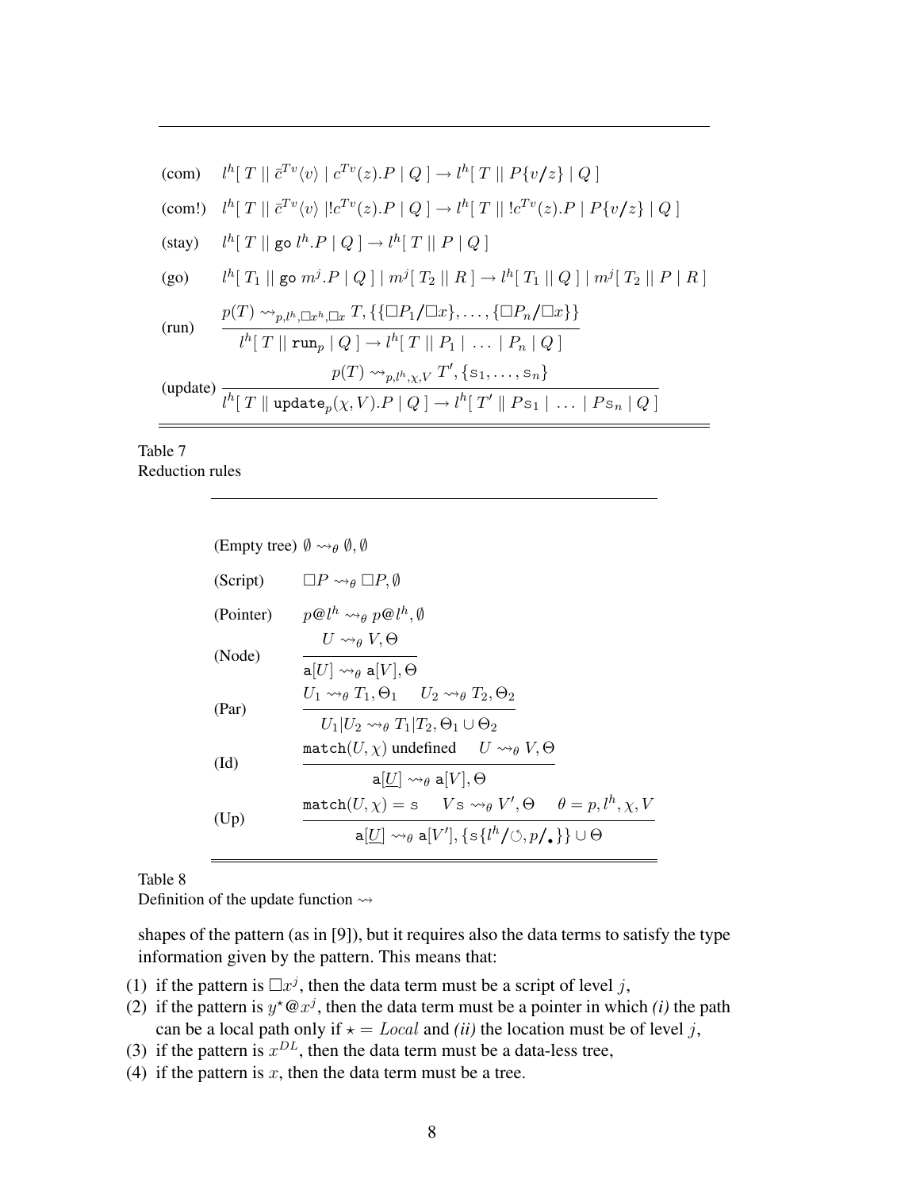(com) $\quad l^h[\, T \,||\, \bar{c}^{Tv}\langle v\rangle \mid c^{Tv}(z).P \mid Q \,] \rightarrow l^h[\, T \,||\, P\{v/z\} \mid Q \,]$

(com!) $\quad l^h[\, T \,||\, \bar{c}^{Tv}\langle v\rangle \mid !c^{Tv}(z).P \mid Q \,] \rightarrow l^h[\, T \,||\, !c^{Tv}(z).P \mid P\{v/z\} \mid Q \,]$

(stay) $\quad l^h[\, T \,||\, \mathtt{go}\; l^h.P \mid Q \,] \rightarrow l^h[\, T \,||\, P \mid Q \,]$

(go) $\quad l^h[\, T_1 \,||\, \mathtt{go}\; m^j.P \mid Q \,] \mid m^j[\, T_2 \,||\, R \,] \rightarrow l^h[\, T_1 \,||\, Q \,] \mid m^j[\, T_2 \,||\, P \mid R \,]$

(run) $$\frac{p(T) \rightsquigarrow_{p,l^h,\Box x^h,\Box x} T, \{\{\Box P_1/\Box x\}, \ldots, \{\Box P_n/\Box x\}\}}{l^h[\, T \,||\, \mathtt{run}_p \mid Q \,] \rightarrow l^h[\, T \,||\, P_1 \mid \ldots \mid P_n \mid Q \,]}$$

(update) $$\frac{p(T) \rightsquigarrow_{p,l^h,\chi,V} T', \{\mathtt{s}_1, \ldots, \mathtt{s}_n\}}{l^h[\, T \,\|\, \mathtt{update}_p(\chi, V).P \mid Q \,] \rightarrow l^h[\, T' \,\|\, P\mathtt{s}_1 \mid \ldots \mid P\mathtt{s}_n \mid Q \,]}$$

Table 7
Reduction rules

(Empty tree) $\emptyset \rightsquigarrow_\theta \emptyset, \emptyset$

(Script) $\quad \Box P \rightsquigarrow_\theta \Box P, \emptyset$

(Pointer) $\quad p@l^h \rightsquigarrow_\theta p@l^h, \emptyset$

(Node) $$\frac{U \rightsquigarrow_\theta V, \Theta}{\mathtt{a}[U] \rightsquigarrow_\theta \mathtt{a}[V], \Theta}$$

(Par) $$\frac{U_1 \rightsquigarrow_\theta T_1, \Theta_1 \qquad U_2 \rightsquigarrow_\theta T_2, \Theta_2}{U_1 | U_2 \rightsquigarrow_\theta T_1 | T_2, \Theta_1 \cup \Theta_2}$$

(Id) $$\frac{\mathtt{match}(U, \chi) \text{ undefined} \qquad U \rightsquigarrow_\theta V, \Theta}{\mathtt{a}[\underline{U}] \rightsquigarrow_\theta \mathtt{a}[V], \Theta}$$

(Up) $$\frac{\mathtt{match}(U, \chi) = \mathtt{s} \qquad V\mathtt{s} \rightsquigarrow_\theta V', \Theta \qquad \theta = p, l^h, \chi, V}{\mathtt{a}[\underline{U}] \rightsquigarrow_\theta \mathtt{a}[V'], \{\mathtt{s}\{l^h/\circlearrowleft, p/\bullet\}\} \cup \Theta}$$

Table 8
Definition of the update function $\rightsquigarrow$

shapes of the pattern (as in [9]), but it requires also the data terms to satisfy the type information given by the pattern. This means that:

(1) if the pattern is $\Box x^j$, then the data term must be a script of level $j$,
(2) if the pattern is $y^\star @ x^j$, then the data term must be a pointer in which *(i)* the path can be a local path only if $\star = Local$ and *(ii)* the location must be of level $j$,
(3) if the pattern is $x^{DL}$, then the data term must be a data-less tree,
(4) if the pattern is $x$, then the data term must be a tree.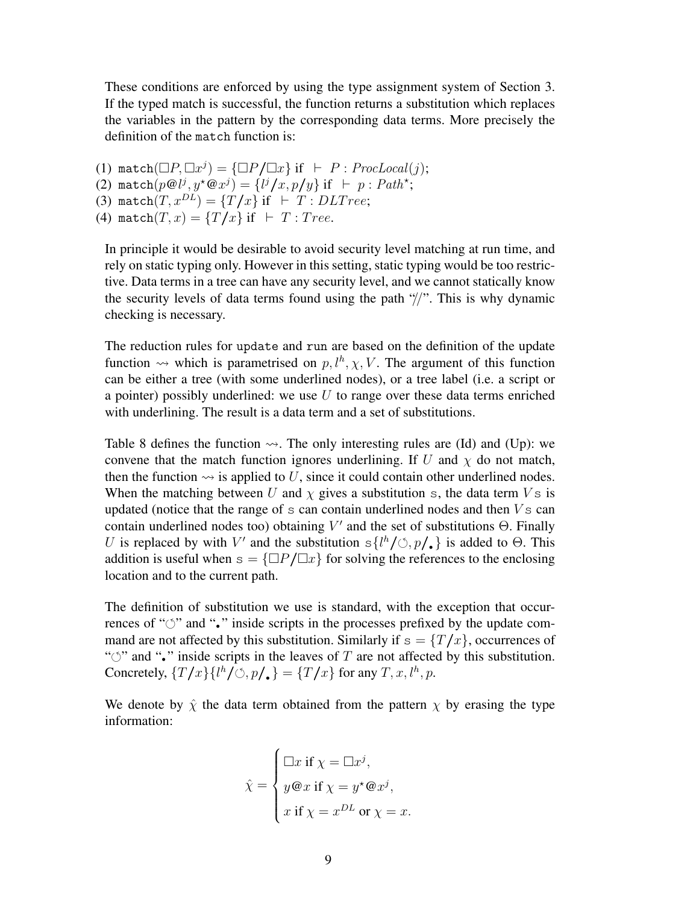These conditions are enforced by using the type assignment system of Section 3. If the typed match is successful, the function returns a substitution which replaces the variables in the pattern by the corresponding data terms. More precisely the definition of the `match` function is:

(1) $\mathtt{match}(\Box P, \Box x^j) = \{\Box P/\Box x\}$ if $\vdash P : ProcLocal(j)$;
(2) $\mathtt{match}(p@l^j, y^\star @ x^j) = \{l^j/x, p/y\}$ if $\vdash p : Path^\star$;
(3) $\mathtt{match}(T, x^{DL}) = \{T/x\}$ if $\vdash T : DLTree$;
(4) $\mathtt{match}(T, x) = \{T/x\}$ if $\vdash T : Tree$.

In principle it would be desirable to avoid security level matching at run time, and rely on static typing only. However in this setting, static typing would be too restrictive. Data terms in a tree can have any security level, and we cannot statically know the security levels of data terms found using the path "//". This is why dynamic checking is necessary.

The reduction rules for `update` and `run` are based on the definition of the update function $\rightsquigarrow$ which is parametrised on $p, l^h, \chi, V$. The argument of this function can be either a tree (with some underlined nodes), or a tree label (i.e. a script or a pointer) possibly underlined: we use $U$ to range over these data terms enriched with underlining. The result is a data term and a set of substitutions.

Table 8 defines the function $\rightsquigarrow$. The only interesting rules are (Id) and (Up): we convene that the match function ignores underlining. If $U$ and $\chi$ do not match, then the function $\rightsquigarrow$ is applied to $U$, since it could contain other underlined nodes. When the matching between $U$ and $\chi$ gives a substitution $\mathtt{s}$, the data term $V\mathtt{s}$ is updated (notice that the range of $\mathtt{s}$ can contain underlined nodes and then $V\mathtt{s}$ can contain underlined nodes too) obtaining $V'$ and the set of substitutions $\Theta$. Finally $U$ is replaced by with $V'$ and the substitution $\mathtt{s}\{l^h/\circlearrowleft, p/\bullet\}$ is added to $\Theta$. This addition is useful when $\mathtt{s} = \{\Box P/\Box x\}$ for solving the references to the enclosing location and to the current path.

The definition of substitution we use is standard, with the exception that occurrences of "$\circlearrowleft$" and "$\bullet$" inside scripts in the processes prefixed by the update command are not affected by this substitution. Similarly if $\mathtt{s} = \{T/x\}$, occurrences of "$\circlearrowleft$" and "$\bullet$" inside scripts in the leaves of $T$ are not affected by this substitution. Concretely, $\{T/x\}\{l^h/\circlearrowleft, p/\bullet\} = \{T/x\}$ for any $T, x, l^h, p$.

We denote by $\hat{\chi}$ the data term obtained from the pattern $\chi$ by erasing the type information:

$$\hat{\chi} = \begin{cases} \Box x \text{ if } \chi = \Box x^j, \\ y@x \text{ if } \chi = y^\star @ x^j, \\ x \text{ if } \chi = x^{DL} \text{ or } \chi = x. \end{cases}$$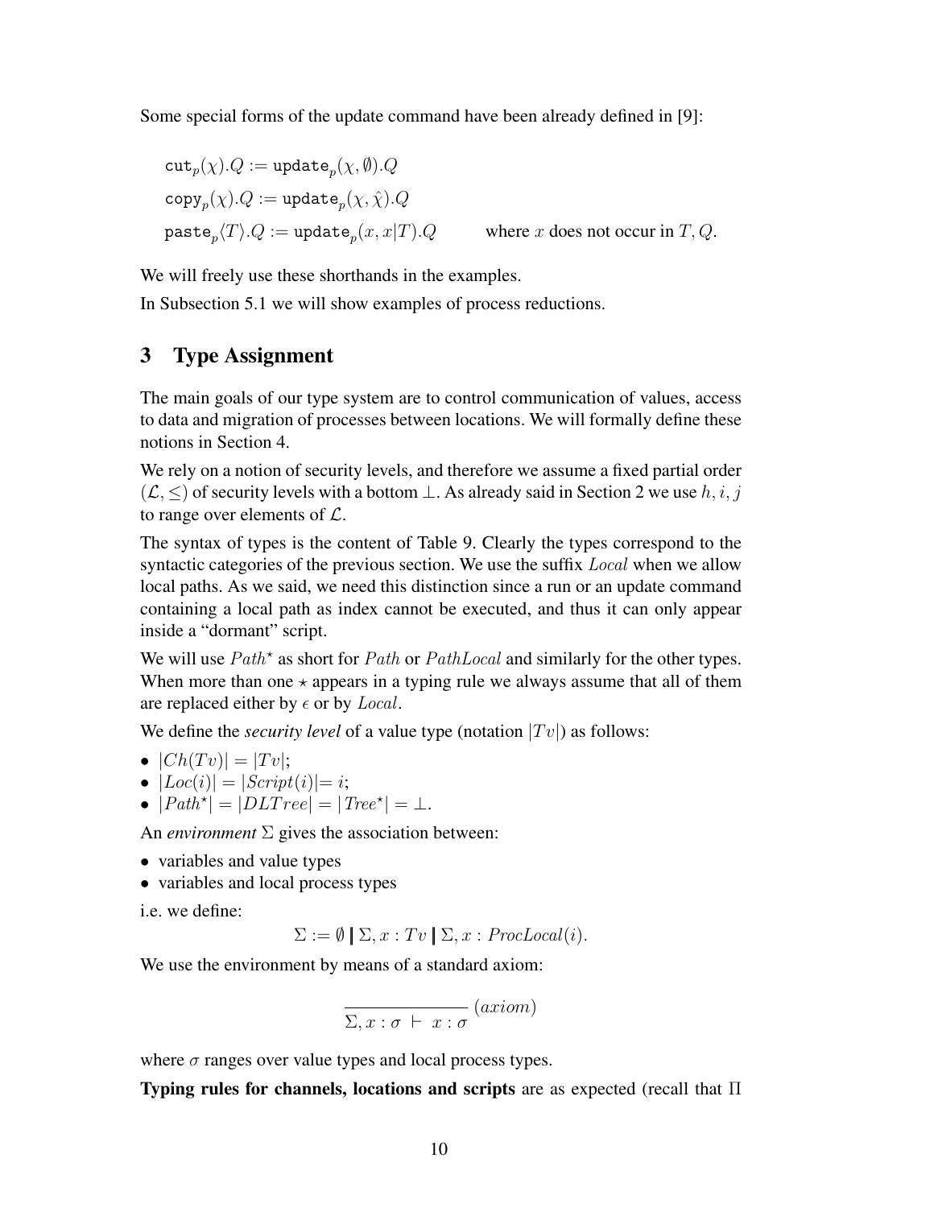Some special forms of the update command have been already defined in [9]:

$$\texttt{cut}_p(\chi).Q := \texttt{update}_p(\chi, \emptyset).Q$$

$$\texttt{copy}_p(\chi).Q := \texttt{update}_p(\chi, \hat{\chi}).Q$$

$$\texttt{paste}_p\langle T\rangle.Q := \texttt{update}_p(x, x|T).Q \qquad \text{where } x \text{ does not occur in } T, Q.$$

We will freely use these shorthands in the examples.

In Subsection 5.1 we will show examples of process reductions.

# 3 Type Assignment

The main goals of our type system are to control communication of values, access to data and migration of processes between locations. We will formally define these notions in Section 4.

We rely on a notion of security levels, and therefore we assume a fixed partial order $(\mathcal{L}, \leq)$ of security levels with a bottom $\perp$. As already said in Section 2 we use $h, i, j$ to range over elements of $\mathcal{L}$.

The syntax of types is the content of Table 9. Clearly the types correspond to the syntactic categories of the previous section. We use the suffix $Local$ when we allow local paths. As we said, we need this distinction since a run or an update command containing a local path as index cannot be executed, and thus it can only appear inside a "dormant" script.

We will use $Path^\star$ as short for $Path$ or $PathLocal$ and similarly for the other types. When more than one $\star$ appears in a typing rule we always assume that all of them are replaced either by $\epsilon$ or by $Local$.

We define the *security level* of a value type (notation $|Tv|$) as follows:

- $|Ch(Tv)| = |Tv|$;
- $|Loc(i)| = |Script(i)| = i$;
- $|Path^\star| = |DLTree| = |Tree^\star| = \perp$.

An *environment* $\Sigma$ gives the association between:

- variables and value types
- variables and local process types

i.e. we define:

$$\Sigma := \emptyset \;\|\; \Sigma, x : Tv \;\|\; \Sigma, x : ProcLocal(i).$$

We use the environment by means of a standard axiom:

$$\frac{}{\Sigma, x : \sigma \;\vdash\; x : \sigma}\;(axiom)$$

where $\sigma$ ranges over value types and local process types.

**Typing rules for channels, locations and scripts** are as expected (recall that $\Pi$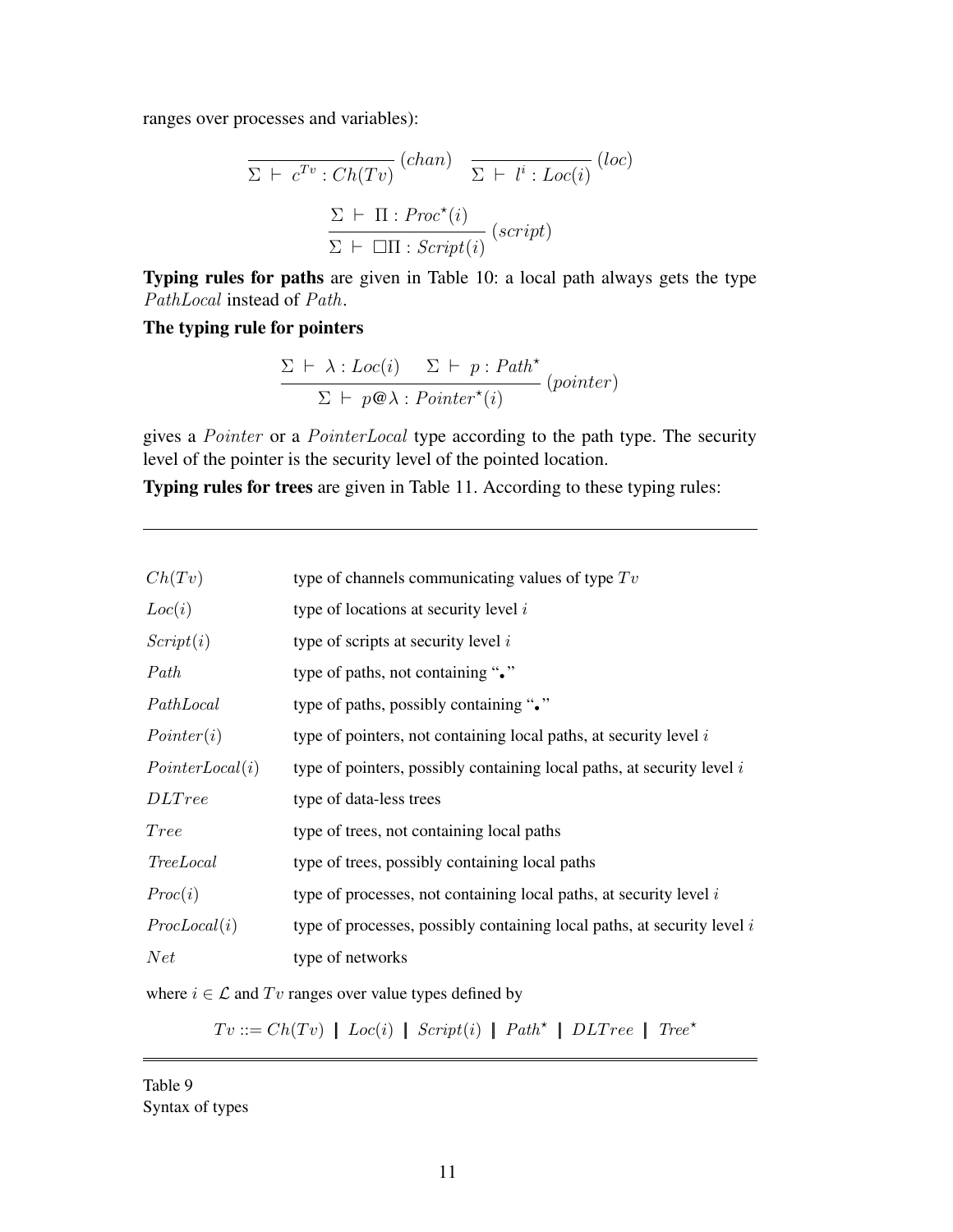ranges over processes and variables):

$$\frac{}{\Sigma \vdash c^{Tv} : Ch(Tv)}\,(chan) \quad \frac{}{\Sigma \vdash l^{i} : Loc(i)}\,(loc)$$

$$\frac{\Sigma \vdash \Pi : Proc^{\star}(i)}{\Sigma \vdash \Box\Pi : Script(i)}\,(script)$$

**Typing rules for paths** are given in Table 10: a local path always gets the type $PathLocal$ instead of $Path$.

**The typing rule for pointers**

$$\frac{\Sigma \vdash \lambda : Loc(i) \quad \Sigma \vdash p : Path^{\star}}{\Sigma \vdash p@\lambda : Pointer^{\star}(i)}\,(pointer)$$

gives a $Pointer$ or a $PointerLocal$ type according to the path type. The security level of the pointer is the security level of the pointed location.

**Typing rules for trees** are given in Table 11. According to these typing rules:

| | |
|---|---|
| $Ch(Tv)$ | type of channels communicating values of type $Tv$ |
| $Loc(i)$ | type of locations at security level $i$ |
| $Script(i)$ | type of scripts at security level $i$ |
| $Path$ | type of paths, not containing "•" |
| $PathLocal$ | type of paths, possibly containing "•" |
| $Pointer(i)$ | type of pointers, not containing local paths, at security level $i$ |
| $PointerLocal(i)$ | type of pointers, possibly containing local paths, at security level $i$ |
| $DLTree$ | type of data-less trees |
| $Tree$ | type of trees, not containing local paths |
| $TreeLocal$ | type of trees, possibly containing local paths |
| $Proc(i)$ | type of processes, not containing local paths, at security level $i$ |
| $ProcLocal(i)$ | type of processes, possibly containing local paths, at security level $i$ |
| $Net$ | type of networks |

where $i \in \mathcal{L}$ and $Tv$ ranges over value types defined by

$$Tv ::= Ch(Tv) \;|\; Loc(i) \;|\; Script(i) \;|\; Path^{\star} \;|\; DLTree \;|\; Tree^{\star}$$

Table 9
Syntax of types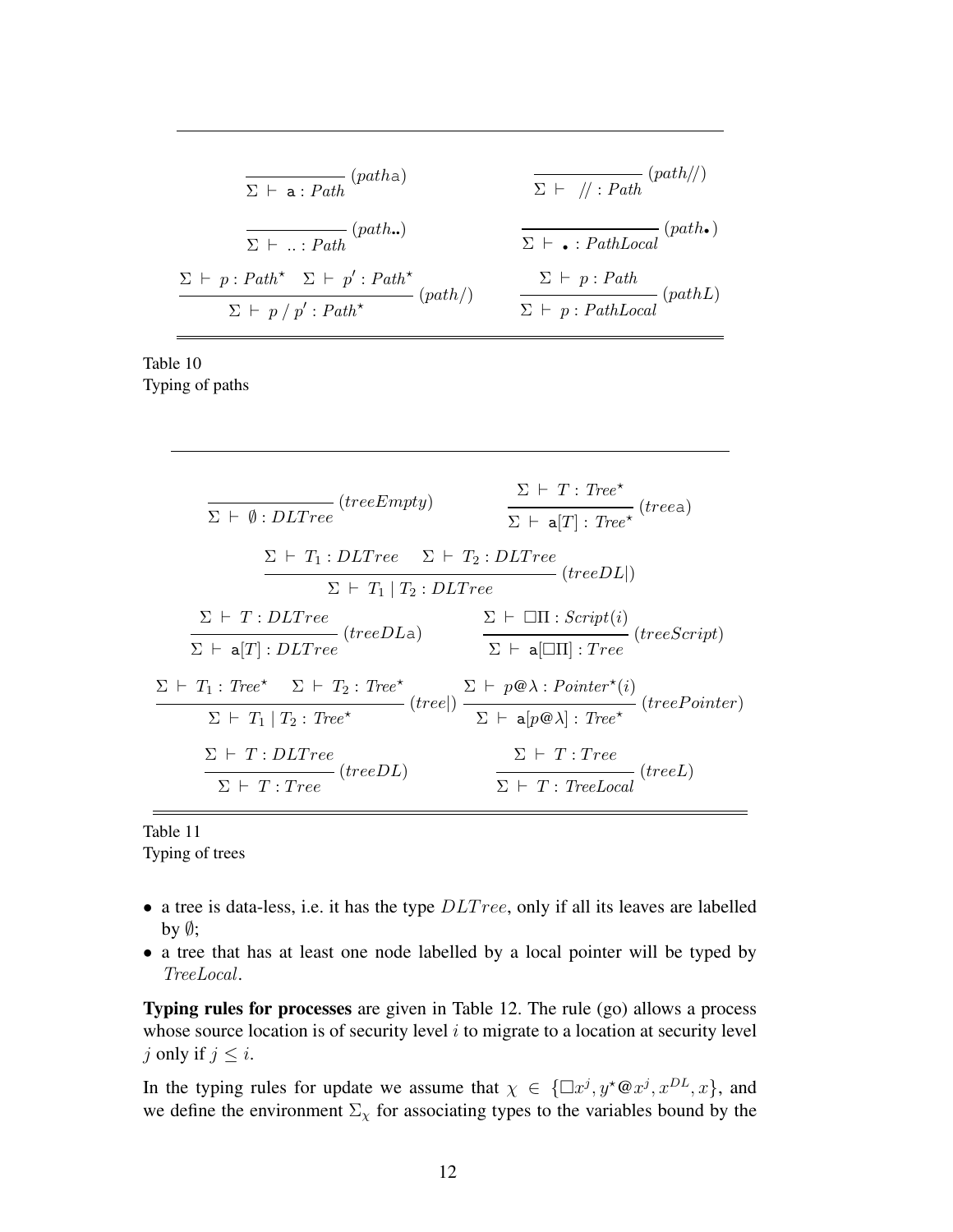$$\frac{}{\Sigma \vdash \mathsf{a} : \mathit{Path}}\ (path\mathsf{a}) \qquad \frac{}{\Sigma \vdash\ // : \mathit{Path}}\ (path//)$$

$$\frac{}{\Sigma \vdash\ .. : \mathit{Path}}\ (path..) \qquad \frac{}{\Sigma \vdash\ \bullet : \mathit{PathLocal}}\ (path\bullet)$$

$$\frac{\Sigma \vdash p : \mathit{Path}^\star \quad \Sigma \vdash p' : \mathit{Path}^\star}{\Sigma \vdash p \;/\; p' : \mathit{Path}^\star}\ (path/) \qquad \frac{\Sigma \vdash p : \mathit{Path}}{\Sigma \vdash p : \mathit{PathLocal}}\ (pathL)$$

Table 10
Typing of paths

$$\frac{}{\Sigma \vdash \emptyset : \mathit{DLTree}}\ (treeEmpty) \qquad \frac{\Sigma \vdash T : \mathit{Tree}^\star}{\Sigma \vdash \mathsf{a}[T] : \mathit{Tree}^\star}\ (tree\mathsf{a})$$

$$\frac{\Sigma \vdash T_1 : \mathit{DLTree} \quad \Sigma \vdash T_2 : \mathit{DLTree}}{\Sigma \vdash T_1 \mid T_2 : \mathit{DLTree}}\ (treeDL|)$$

$$\frac{\Sigma \vdash T : \mathit{DLTree}}{\Sigma \vdash \mathsf{a}[T] : \mathit{DLTree}}\ (treeDL\mathsf{a}) \qquad \frac{\Sigma \vdash \Box\Pi : \mathit{Script}(i)}{\Sigma \vdash \mathsf{a}[\Box\Pi] : \mathit{Tree}}\ (treeScript)$$

$$\frac{\Sigma \vdash T_1 : \mathit{Tree}^\star \quad \Sigma \vdash T_2 : \mathit{Tree}^\star}{\Sigma \vdash T_1 \mid T_2 : \mathit{Tree}^\star}\ (tree|) \qquad \frac{\Sigma \vdash p@\lambda : \mathit{Pointer}^\star(i)}{\Sigma \vdash \mathsf{a}[p@\lambda] : \mathit{Tree}^\star}\ (treePointer)$$

$$\frac{\Sigma \vdash T : \mathit{DLTree}}{\Sigma \vdash T : \mathit{Tree}}\ (treeDL) \qquad \frac{\Sigma \vdash T : \mathit{Tree}}{\Sigma \vdash T : \mathit{TreeLocal}}\ (treeL)$$

Table 11
Typing of trees

- a tree is data-less, i.e. it has the type $DLTree$, only if all its leaves are labelled by $\emptyset$;
- a tree that has at least one node labelled by a local pointer will be typed by $TreeLocal$.

**Typing rules for processes** are given in Table 12. The rule (go) allows a process whose source location is of security level $i$ to migrate to a location at security level $j$ only if $j \leq i$.

In the typing rules for update we assume that $\chi \in \{\Box x^j, y^\star @ x^j, x^{DL}, x\}$, and we define the environment $\Sigma_\chi$ for associating types to the variables bound by the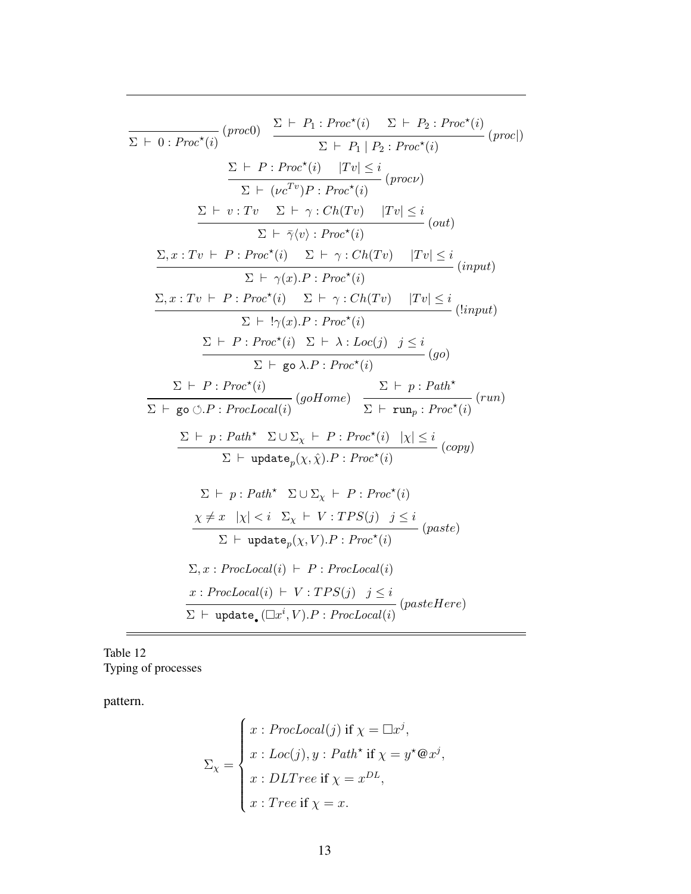$$\frac{}{\Sigma \vdash 0 : \mathit{Proc}^\star(i)}\ (\mathit{proc}0) \qquad \frac{\Sigma \vdash P_1 : \mathit{Proc}^\star(i) \quad \Sigma \vdash P_2 : \mathit{Proc}^\star(i)}{\Sigma \vdash P_1 \mid P_2 : \mathit{Proc}^\star(i)}\ (\mathit{proc}|)$$

$$\frac{\Sigma \vdash P : \mathit{Proc}^\star(i) \quad |Tv| \leq i}{\Sigma \vdash (\nu c^{Tv})P : \mathit{Proc}^\star(i)}\ (\mathit{proc}\nu)$$

$$\frac{\Sigma \vdash v : Tv \quad \Sigma \vdash \gamma : Ch(Tv) \quad |Tv| \leq i}{\Sigma \vdash \bar{\gamma}\langle v \rangle : \mathit{Proc}^\star(i)}\ (\mathit{out})$$

$$\frac{\Sigma, x : Tv \vdash P : \mathit{Proc}^\star(i) \quad \Sigma \vdash \gamma : Ch(Tv) \quad |Tv| \leq i}{\Sigma \vdash \gamma(x).P : \mathit{Proc}^\star(i)}\ (\mathit{input})$$

$$\frac{\Sigma, x : Tv \vdash P : \mathit{Proc}^\star(i) \quad \Sigma \vdash \gamma : Ch(Tv) \quad |Tv| \leq i}{\Sigma \vdash !\gamma(x).P : \mathit{Proc}^\star(i)}\ (!\mathit{input})$$

$$\frac{\Sigma \vdash P : \mathit{Proc}^\star(i) \quad \Sigma \vdash \lambda : Loc(j) \quad j \leq i}{\Sigma \vdash \mathtt{go}\ \lambda.P : \mathit{Proc}^\star(i)}\ (\mathit{go})$$

$$\frac{\Sigma \vdash P : \mathit{Proc}^\star(i)}{\Sigma \vdash \mathtt{go}\ \circlearrowleft.P : \mathit{ProcLocal}(i)}\ (\mathit{goHome}) \qquad \frac{\Sigma \vdash p : \mathit{Path}^\star}{\Sigma \vdash \mathtt{run}_p : \mathit{Proc}^\star(i)}\ (\mathit{run})$$

$$\frac{\Sigma \vdash p : \mathit{Path}^\star \quad \Sigma \cup \Sigma_\chi \vdash P : \mathit{Proc}^\star(i) \quad |\chi| \leq i}{\Sigma \vdash \mathtt{update}_p(\chi, \hat{\chi}).P : \mathit{Proc}^\star(i)}\ (\mathit{copy})$$

$$\frac{\begin{array}{c}\Sigma \vdash p : \mathit{Path}^\star \quad \Sigma \cup \Sigma_\chi \vdash P : \mathit{Proc}^\star(i) \\ \chi \neq x \quad |\chi| < i \quad \Sigma_\chi \vdash V : TPS(j) \quad j \leq i\end{array}}{\Sigma \vdash \mathtt{update}_p(\chi, V).P : \mathit{Proc}^\star(i)}\ (\mathit{paste})$$

$$\frac{\begin{array}{c}\Sigma, x : \mathit{ProcLocal}(i) \vdash P : \mathit{ProcLocal}(i) \\ x : \mathit{ProcLocal}(i) \vdash V : TPS(j) \quad j \leq i\end{array}}{\Sigma \vdash \mathtt{update}_\bullet(\Box x^i, V).P : \mathit{ProcLocal}(i)}\ (\mathit{pasteHere})$$

Table 12
Typing of processes

pattern.

$$\Sigma_\chi = \begin{cases} x : \mathit{ProcLocal}(j) \text{ if } \chi = \Box x^j, \\ x : Loc(j), y : \mathit{Path}^\star \text{ if } \chi = y^\star @ x^j, \\ x : \mathit{DLTree} \text{ if } \chi = x^{DL}, \\ x : \mathit{Tree} \text{ if } \chi = x. \end{cases}$$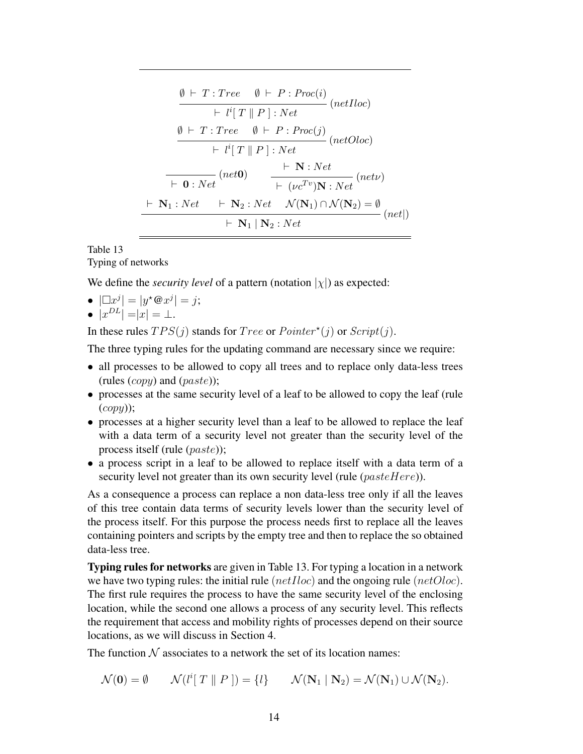$$\frac{\emptyset \vdash T : Tree \quad \emptyset \vdash P : Proc(i)}{\vdash l^i[\, T \parallel P \,] : Net} \; (netIloc)$$

$$\frac{\emptyset \vdash T : Tree \quad \emptyset \vdash P : Proc(j)}{\vdash l^i[\, T \parallel P \,] : Net} \; (netOloc)$$

$$\frac{}{\vdash \mathbf{0} : Net} \; (net\mathbf{0}) \qquad \frac{\vdash \mathbf{N} : Net}{\vdash (\nu c^{Tv})\mathbf{N} : Net} \; (net\nu)$$

$$\frac{\vdash \mathbf{N}_1 : Net \quad \vdash \mathbf{N}_2 : Net \quad \mathcal{N}(\mathbf{N}_1) \cap \mathcal{N}(\mathbf{N}_2) = \emptyset}{\vdash \mathbf{N}_1 \mid \mathbf{N}_2 : Net} \; (net|)$$

Table 13
Typing of networks

We define the *security level* of a pattern (notation $|\chi|$) as expected:

- $|\Box x^j| = |y^\star @ x^j| = j$;
- $|x^{DL}| = |x| = \bot$.

In these rules $TPS(j)$ stands for $Tree$ or $Pointer^\star(j)$ or $Script(j)$.

The three typing rules for the updating command are necessary since we require:

- all processes to be allowed to copy all trees and to replace only data-less trees (rules $(copy)$ and $(paste)$);
- processes at the same security level of a leaf to be allowed to copy the leaf (rule $(copy)$);
- processes at a higher security level than a leaf to be allowed to replace the leaf with a data term of a security level not greater than the security level of the process itself (rule $(paste)$);
- a process script in a leaf to be allowed to replace itself with a data term of a security level not greater than its own security level (rule $(pasteHere)$).

As a consequence a process can replace a non data-less tree only if all the leaves of this tree contain data terms of security levels lower than the security level of the process itself. For this purpose the process needs first to replace all the leaves containing pointers and scripts by the empty tree and then to replace the so obtained data-less tree.

**Typing rules for networks** are given in Table 13. For typing a location in a network we have two typing rules: the initial rule $(netIloc)$ and the ongoing rule $(netOloc)$. The first rule requires the process to have the same security level of the enclosing location, while the second one allows a process of any security level. This reflects the requirement that access and mobility rights of processes depend on their source locations, as we will discuss in Section 4.

The function $\mathcal{N}$ associates to a network the set of its location names:

$$\mathcal{N}(\mathbf{0}) = \emptyset \qquad \mathcal{N}(l^i[\, T \parallel P \,]) = \{l\} \qquad \mathcal{N}(\mathbf{N}_1 \mid \mathbf{N}_2) = \mathcal{N}(\mathbf{N}_1) \cup \mathcal{N}(\mathbf{N}_2).$$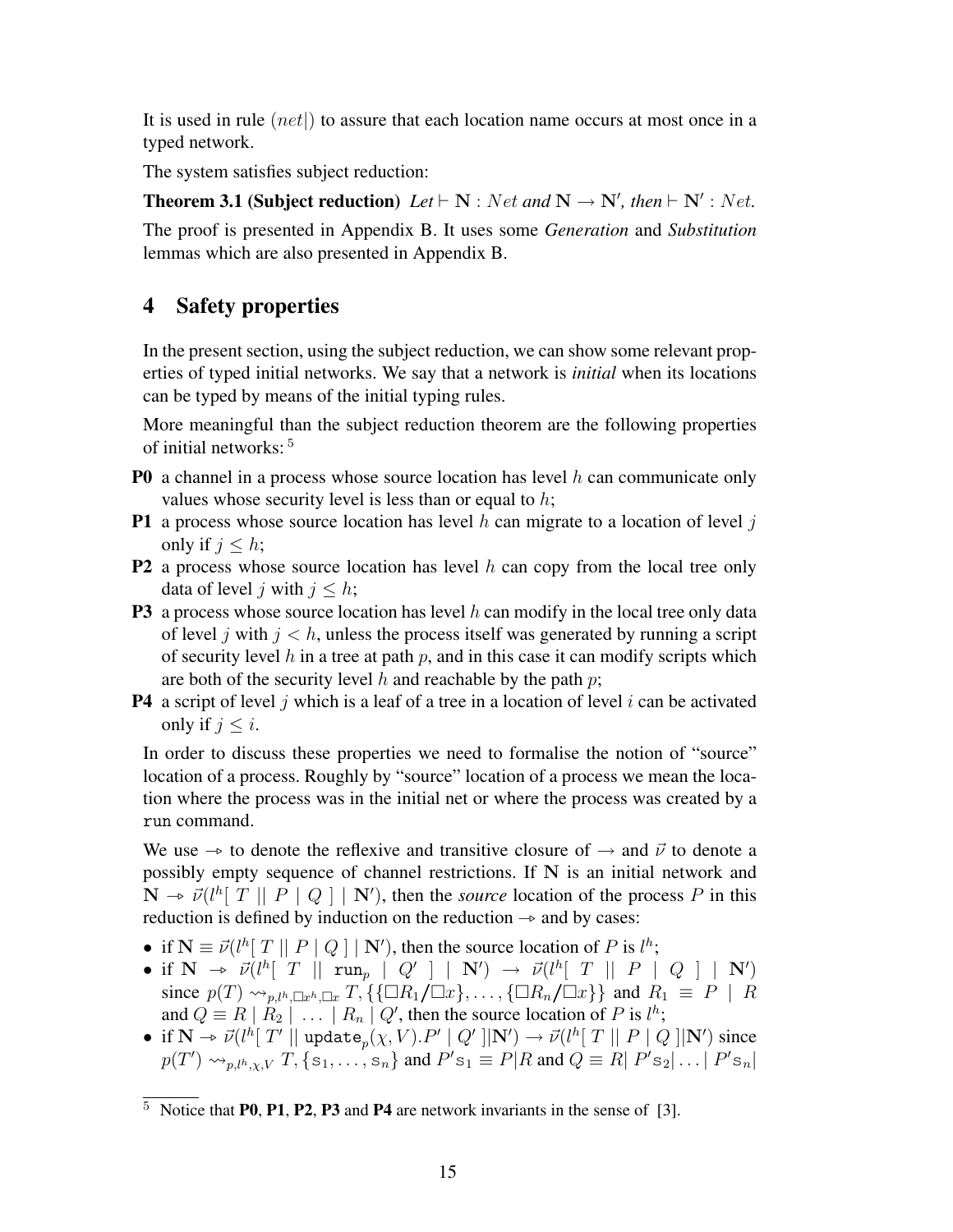It is used in rule $(net|)$ to assure that each location name occurs at most once in a typed network.

The system satisfies subject reduction:

**Theorem 3.1 (Subject reduction)** *Let* $\vdash \mathbf{N} : Net$ *and* $\mathbf{N} \rightarrow \mathbf{N}'$*, then* $\vdash \mathbf{N}' : Net$*.*

The proof is presented in Appendix B. It uses some *Generation* and *Substitution* lemmas which are also presented in Appendix B.

## 4 Safety properties

In the present section, using the subject reduction, we can show some relevant properties of typed initial networks. We say that a network is *initial* when its locations can be typed by means of the initial typing rules.

More meaningful than the subject reduction theorem are the following properties of initial networks: [5]

- **P0** a channel in a process whose source location has level $h$ can communicate only values whose security level is less than or equal to $h$;
- **P1** a process whose source location has level $h$ can migrate to a location of level $j$ only if $j \leq h$;
- **P2** a process whose source location has level $h$ can copy from the local tree only data of level $j$ with $j \leq h$;
- **P3** a process whose source location has level $h$ can modify in the local tree only data of level $j$ with $j < h$, unless the process itself was generated by running a script of security level $h$ in a tree at path $p$, and in this case it can modify scripts which are both of the security level $h$ and reachable by the path $p$;
- **P4** a script of level $j$ which is a leaf of a tree in a location of level $i$ can be activated only if $j \leq i$.

In order to discuss these properties we need to formalise the notion of "source" location of a process. Roughly by "source" location of a process we mean the location where the process was in the initial net or where the process was created by a `run` command.

We use $\twoheadrightarrow$ to denote the reflexive and transitive closure of $\rightarrow$ and $\vec{\nu}$ to denote a possibly empty sequence of channel restrictions. If $\mathbf{N}$ is an initial network and $\mathbf{N} \twoheadrightarrow \vec{\nu}(l^h[\ T \ || \ P \mid Q\ ] \mid \mathbf{N}')$, then the *source* location of the process $P$ in this reduction is defined by induction on the reduction $\twoheadrightarrow$ and by cases:

- if $\mathbf{N} \equiv \vec{\nu}(l^h[\ T \ || \ P \mid Q\ ] \mid \mathbf{N}')$, then the source location of $P$ is $l^h$;
- if $\mathbf{N} \twoheadrightarrow \vec{\nu}(l^h[\ T \ || \ \mathtt{run}_p \mid Q'\ ] \mid \mathbf{N}') \rightarrow \vec{\nu}(l^h[\ T \ || \ P \mid Q\ ] \mid \mathbf{N}')$ since $p(T) \rightsquigarrow_{p,l^h,\Box x^h,\Box x} T, \{\{\Box R_1/\Box x\}, \ldots, \{\Box R_n/\Box x\}\}$ and $R_1 \equiv P \mid R$ and $Q \equiv R \mid R_2 \mid \ldots \mid R_n \mid Q'$, then the source location of $P$ is $l^h$;
- if $\mathbf{N} \twoheadrightarrow \vec{\nu}(l^h[\ T' \ || \ \mathtt{update}_p(\chi, V).P' \mid Q'\ ] | \mathbf{N}') \rightarrow \vec{\nu}(l^h[\ T \ || \ P \mid Q\ ] | \mathbf{N}')$ since $p(T') \rightsquigarrow_{p,l^h,\chi,V} T, \{\mathtt{s}_1, \ldots, \mathtt{s}_n\}$ and $P'\mathtt{s}_1 \equiv P|R$ and $Q \equiv R|\ P'\mathtt{s}_2| \ldots |\ P'\mathtt{s}_n|$

---

[5] Notice that **P0**, **P1**, **P2**, **P3** and **P4** are network invariants in the sense of [3].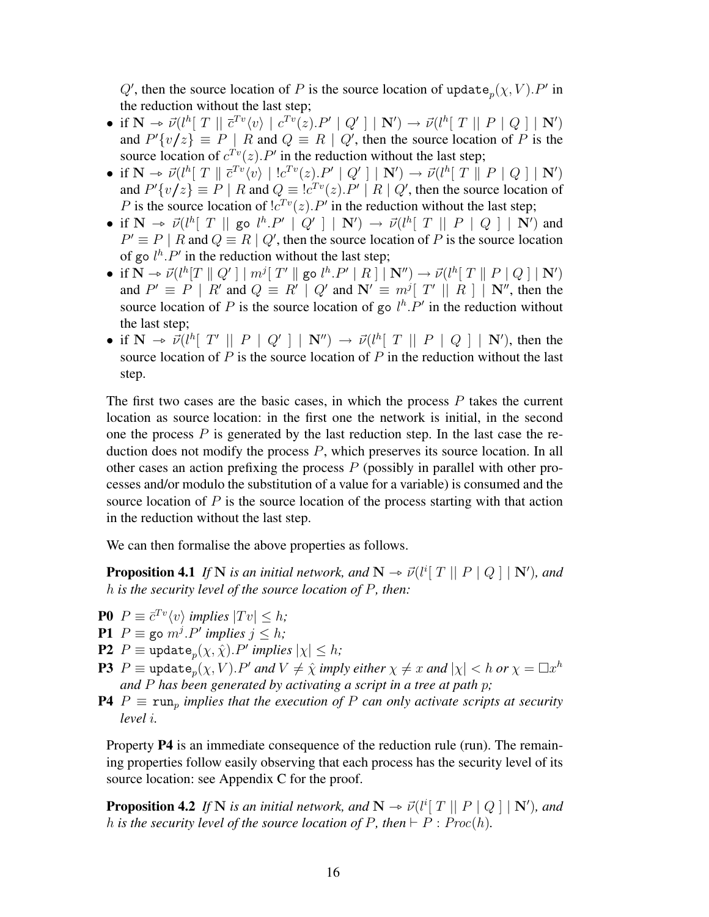$Q'$, then the source location of $P$ is the source location of $\texttt{update}_p(\chi, V).P'$ in the reduction without the last step;

- if $\mathbf{N} \twoheadrightarrow \vec{\nu}(l^h[\ T \ ||\ \bar{c}^{Tv}\langle v\rangle \mid c^{Tv}(z).P' \mid Q'\ ] \mid \mathbf{N}') \rightarrow \vec{\nu}(l^h[\ T \ ||\ P \mid Q\ ] \mid \mathbf{N}')$ and $P'\{v/z\} \equiv P \mid R$ and $Q \equiv R \mid Q'$, then the source location of $P$ is the source location of $c^{Tv}(z).P'$ in the reduction without the last step;
- if $\mathbf{N} \twoheadrightarrow \vec{\nu}(l^h[\ T \parallel \bar{c}^{Tv}\langle v\rangle \mid !c^{Tv}(z).P' \mid Q'\ ] \mid \mathbf{N}') \rightarrow \vec{\nu}(l^h[\ T \parallel P \mid Q\ ] \mid \mathbf{N}')$ and $P'\{v/z\} \equiv P \mid R$ and $Q \equiv !c^{Tv}(z).P' \mid R \mid Q'$, then the source location of $P$ is the source location of $!c^{Tv}(z).P'$ in the reduction without the last step;
- if $\mathbf{N} \twoheadrightarrow \vec{\nu}(l^h[\ T \ ||\ \texttt{go}\ l^h.P' \mid Q'\ ] \mid \mathbf{N}') \rightarrow \vec{\nu}(l^h[\ T \ ||\ P \mid Q\ ] \mid \mathbf{N}')$ and $P' \equiv P \mid R$ and $Q \equiv R \mid Q'$, then the source location of $P$ is the source location of $\texttt{go}\ l^h.P'$ in the reduction without the last step;
- if $\mathbf{N} \twoheadrightarrow \vec{\nu}(l^h[T \parallel Q'\ ] \mid m^j[\ T' \parallel \texttt{go}\ l^h.P' \mid R\ ] \mid \mathbf{N}'') \rightarrow \vec{\nu}(l^h[\ T \parallel P \mid Q\ ] \mid \mathbf{N}')$ and $P' \equiv P \mid R'$ and $Q \equiv R' \mid Q'$ and $\mathbf{N}' \equiv m^j[\ T' \ ||\ R\ ] \mid \mathbf{N}''$, then the source location of $P$ is the source location of $\texttt{go}\ l^h.P'$ in the reduction without the last step;
- if $\mathbf{N} \twoheadrightarrow \vec{\nu}(l^h[\ T' \ ||\ P \mid Q'\ ] \mid \mathbf{N}'') \rightarrow \vec{\nu}(l^h[\ T \ ||\ P \mid Q\ ] \mid \mathbf{N}')$, then the source location of $P$ is the source location of $P$ in the reduction without the last step.

The first two cases are the basic cases, in which the process $P$ takes the current location as source location: in the first one the network is initial, in the second one the process $P$ is generated by the last reduction step. In the last case the reduction does not modify the process $P$, which preserves its source location. In all other cases an action prefixing the process $P$ (possibly in parallel with other processes and/or modulo the substitution of a value for a variable) is consumed and the source location of $P$ is the source location of the process starting with that action in the reduction without the last step.

We can then formalise the above properties as follows.

**Proposition 4.1** *If* $\mathbf{N}$ *is an initial network, and* $\mathbf{N} \twoheadrightarrow \vec{\nu}(l^i[\ T \ ||\ P \mid Q\ ] \mid \mathbf{N}')$*, and* $h$ *is the security level of the source location of* $P$*, then:*

**P0** $P \equiv \bar{c}^{Tv}\langle v\rangle$ *implies* $|Tv| \leq h$*;*

**P1** $P \equiv \texttt{go}\ m^j.P'$ *implies* $j \leq h$*;*

**P2** $P \equiv \texttt{update}_p(\chi, \hat{\chi}).P'$ *implies* $|\chi| \leq h$*;*

**P3** $P \equiv \texttt{update}_p(\chi, V).P'$ *and* $V \neq \hat{\chi}$ *imply either* $\chi \neq x$ *and* $|\chi| < h$ *or* $\chi = \Box x^h$ *and* $P$ *has been generated by activating a script in a tree at path* $p$*;*

**P4** $P \equiv \texttt{run}_p$ *implies that the execution of* $P$ *can only activate scripts at security level* $i$*.*

Property **P4** is an immediate consequence of the reduction rule (run). The remaining properties follow easily observing that each process has the security level of its source location: see Appendix C for the proof.

**Proposition 4.2** *If* $\mathbf{N}$ *is an initial network, and* $\mathbf{N} \twoheadrightarrow \vec{\nu}(l^i[\ T \ ||\ P \mid Q\ ] \mid \mathbf{N}')$*, and* $h$ *is the security level of the source location of* $P$*, then* $\vdash P : Proc(h)$*.*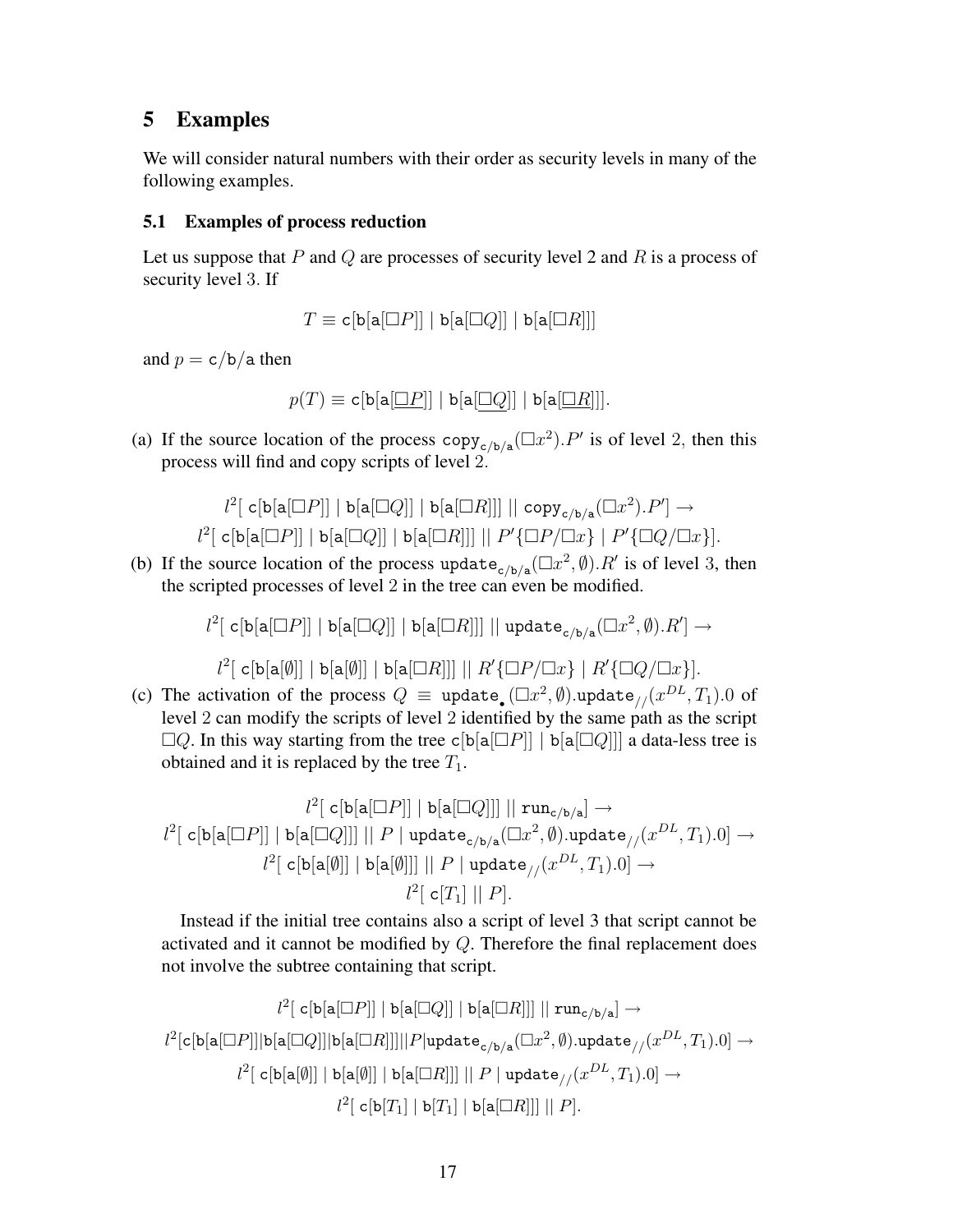## 5 Examples

We will consider natural numbers with their order as security levels in many of the following examples.

### 5.1 Examples of process reduction

Let us suppose that $P$ and $Q$ are processes of security level 2 and $R$ is a process of security level 3. If

$$T \equiv \mathtt{c}[\mathtt{b}[\mathtt{a}[\Box P]] \mid \mathtt{b}[\mathtt{a}[\Box Q]] \mid \mathtt{b}[\mathtt{a}[\Box R]]]$$

and $p = \mathtt{c}/\mathtt{b}/\mathtt{a}$ then

$$p(T) \equiv \mathtt{c}[\mathtt{b}[\mathtt{a}[\underline{\Box P}]] \mid \mathtt{b}[\mathtt{a}[\underline{\Box Q}]] \mid \mathtt{b}[\mathtt{a}[\underline{\Box R}]]].$$

(a) If the source location of the process $\mathtt{copy}_{\mathtt{c}/\mathtt{b}/\mathtt{a}}(\Box x^2).P'$ is of level 2, then this process will find and copy scripts of level 2.

$$l^2[\ \mathtt{c}[\mathtt{b}[\mathtt{a}[\Box P]] \mid \mathtt{b}[\mathtt{a}[\Box Q]] \mid \mathtt{b}[\mathtt{a}[\Box R]]] \mid\mid \mathtt{copy}_{\mathtt{c}/\mathtt{b}/\mathtt{a}}(\Box x^2).P'] \rightarrow$$
$$l^2[\ \mathtt{c}[\mathtt{b}[\mathtt{a}[\Box P]] \mid \mathtt{b}[\mathtt{a}[\Box Q]] \mid \mathtt{b}[\mathtt{a}[\Box R]]] \mid\mid P'\{\Box P/\Box x\} \mid P'\{\Box Q/\Box x\}].$$

(b) If the source location of the process $\mathtt{update}_{\mathtt{c}/\mathtt{b}/\mathtt{a}}(\Box x^2, \emptyset).R'$ is of level 3, then the scripted processes of level 2 in the tree can even be modified.

$$l^2[\ \mathtt{c}[\mathtt{b}[\mathtt{a}[\Box P]] \mid \mathtt{b}[\mathtt{a}[\Box Q]] \mid \mathtt{b}[\mathtt{a}[\Box R]]] \mid\mid \mathtt{update}_{\mathtt{c}/\mathtt{b}/\mathtt{a}}(\Box x^2, \emptyset).R'] \rightarrow$$
$$l^2[\ \mathtt{c}[\mathtt{b}[\mathtt{a}[\emptyset]] \mid \mathtt{b}[\mathtt{a}[\emptyset]] \mid \mathtt{b}[\mathtt{a}[\Box R]]] \mid\mid R'\{\Box P/\Box x\} \mid R'\{\Box Q/\Box x\}].$$

(c) The activation of the process $Q \equiv \mathtt{update}_{\bullet}(\Box x^2, \emptyset).\mathtt{update}_{//}(x^{DL}, T_1).0$ of level 2 can modify the scripts of level 2 identified by the same path as the script $\Box Q$. In this way starting from the tree $\mathtt{c}[\mathtt{b}[\mathtt{a}[\Box P]] \mid \mathtt{b}[\mathtt{a}[\Box Q]]]$ a data-less tree is obtained and it is replaced by the tree $T_1$.

$$l^2[\ \mathtt{c}[\mathtt{b}[\mathtt{a}[\Box P]] \mid \mathtt{b}[\mathtt{a}[\Box Q]]] \mid\mid \mathtt{run}_{\mathtt{c}/\mathtt{b}/\mathtt{a}}] \rightarrow$$
$$l^2[\ \mathtt{c}[\mathtt{b}[\mathtt{a}[\Box P]] \mid \mathtt{b}[\mathtt{a}[\Box Q]]] \mid\mid P \mid \mathtt{update}_{\mathtt{c}/\mathtt{b}/\mathtt{a}}(\Box x^2, \emptyset).\mathtt{update}_{//}(x^{DL}, T_1).0] \rightarrow$$
$$l^2[\ \mathtt{c}[\mathtt{b}[\mathtt{a}[\emptyset]] \mid \mathtt{b}[\mathtt{a}[\emptyset]]] \mid\mid P \mid \mathtt{update}_{//}(x^{DL}, T_1).0] \rightarrow$$
$$l^2[\ \mathtt{c}[T_1] \mid\mid P].$$

Instead if the initial tree contains also a script of level 3 that script cannot be activated and it cannot be modified by $Q$. Therefore the final replacement does not involve the subtree containing that script.

$$l^2[\ \mathtt{c}[\mathtt{b}[\mathtt{a}[\Box P]] \mid \mathtt{b}[\mathtt{a}[\Box Q]] \mid \mathtt{b}[\mathtt{a}[\Box R]]] \mid\mid \mathtt{run}_{\mathtt{c}/\mathtt{b}/\mathtt{a}}] \rightarrow$$
$$l^2[\mathtt{c}[\mathtt{b}[\mathtt{a}[\Box P]] \mid \mathtt{b}[\mathtt{a}[\Box Q]] \mid \mathtt{b}[\mathtt{a}[\Box R]]] \mid\mid P \mid \mathtt{update}_{\mathtt{c}/\mathtt{b}/\mathtt{a}}(\Box x^2, \emptyset).\mathtt{update}_{//}(x^{DL}, T_1).0] \rightarrow$$
$$l^2[\ \mathtt{c}[\mathtt{b}[\mathtt{a}[\emptyset]] \mid \mathtt{b}[\mathtt{a}[\emptyset]] \mid \mathtt{b}[\mathtt{a}[\Box R]]] \mid\mid P \mid \mathtt{update}_{//}(x^{DL}, T_1).0] \rightarrow$$
$$l^2[\ \mathtt{c}[\mathtt{b}[T_1] \mid \mathtt{b}[T_1] \mid \mathtt{b}[\mathtt{a}[\Box R]]] \mid\mid P].$$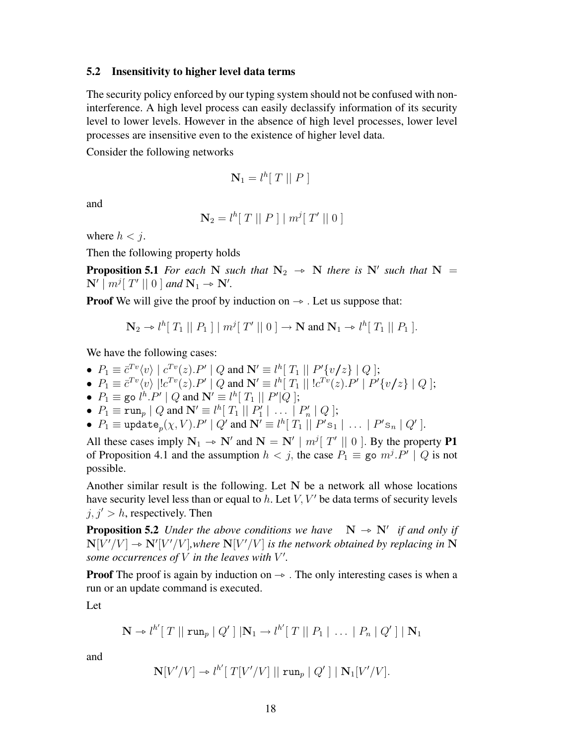### 5.2 Insensitivity to higher level data terms

The security policy enforced by our typing system should not be confused with non-interference. A high level process can easily declassify information of its security level to lower levels. However in the absence of high level processes, lower level processes are insensitive even to the existence of higher level data.

Consider the following networks

$$\mathbf{N}_1 = l^h[\, T \,||\, P \,]$$

and

$$\mathbf{N}_2 = l^h[\, T \,||\, P \,] \mid m^j[\, T' \,||\, 0 \,]$$

where $h < j$.

Then the following property holds

**Proposition 5.1** *For each* $\mathbf{N}$ *such that* $\mathbf{N}_2 \twoheadrightarrow \mathbf{N}$ *there is* $\mathbf{N}'$ *such that* $\mathbf{N} = \mathbf{N}' \mid m^j[\, T' \,||\, 0 \,]$ *and* $\mathbf{N}_1 \twoheadrightarrow \mathbf{N}'$.

**Proof** We will give the proof by induction on $\twoheadrightarrow$ . Let us suppose that:

$$\mathbf{N}_2 \twoheadrightarrow l^h[\, T_1 \,||\, P_1 \,] \mid m^j[\, T' \,||\, 0 \,] \rightarrow \mathbf{N} \text{ and } \mathbf{N}_1 \twoheadrightarrow l^h[\, T_1 \,||\, P_1 \,].$$

We have the following cases:

- $P_1 \equiv \bar{c}^{Tv}\langle v \rangle \mid c^{Tv}(z).P' \mid Q$ and $\mathbf{N}' \equiv l^h[\, T_1 \,||\, P'\{v/z\} \mid Q \,]$;
- $P_1 \equiv \bar{c}^{Tv}\langle v \rangle \mid !c^{Tv}(z).P' \mid Q$ and $\mathbf{N}' \equiv l^h[\, T_1 \,||\, !c^{Tv}(z).P' \mid P'\{v/z\} \mid Q \,]$;
- $P_1 \equiv \texttt{go}\ l^h.P' \mid Q$ and $\mathbf{N}' \equiv l^h[\, T_1 \,||\, P' | Q \,]$;
- $P_1 \equiv \texttt{run}_p \mid Q$ and $\mathbf{N}' \equiv l^h[\, T_1 \,||\, P_1' \mid \ \ldots \ \mid P_n' \mid Q \,]$;
- $P_1 \equiv \texttt{update}_p(\chi, V).P' \mid Q'$ and $\mathbf{N}' \equiv l^h[\, T_1 \,||\, P'\mathtt{s}_1 \mid \ \ldots \ \mid P'\mathtt{s}_n \mid Q' \,]$.

All these cases imply $\mathbf{N}_1 \twoheadrightarrow \mathbf{N}'$ and $\mathbf{N} = \mathbf{N}' \mid m^j[\, T' \,||\, 0 \,]$. By the property **P1** of Proposition 4.1 and the assumption $h < j$, the case $P_1 \equiv \texttt{go}\ m^j.P' \mid Q$ is not possible.

Another similar result is the following. Let $\mathbf{N}$ be a network all whose locations have security level less than or equal to $h$. Let $V, V'$ be data terms of security levels $j, j' > h$, respectively. Then

**Proposition 5.2** *Under the above conditions we have* $\mathbf{N} \twoheadrightarrow \mathbf{N}'$ *if and only if* $\mathbf{N}[V'/V] \twoheadrightarrow \mathbf{N}'[V'/V]$,*where* $\mathbf{N}[V'/V]$ *is the network obtained by replacing in* $\mathbf{N}$ *some occurrences of* $V$ *in the leaves with* $V'$.

**Proof** The proof is again by induction on $\twoheadrightarrow$ . The only interesting cases is when a run or an update command is executed.

Let

$$\mathbf{N} \twoheadrightarrow l^{h'}[\, T \,||\, \texttt{run}_p \mid Q' \,] \,|\mathbf{N}_1 \rightarrow l^{h'}[\, T \,||\, P_1 \mid \ \ldots \ \mid P_n \mid Q' \,] \mid \mathbf{N}_1$$

and

$$\mathbf{N}[V'/V] \twoheadrightarrow l^{h'}[\, T[V'/V] \,||\, \texttt{run}_p \mid Q' \,] \mid \mathbf{N}_1[V'/V].$$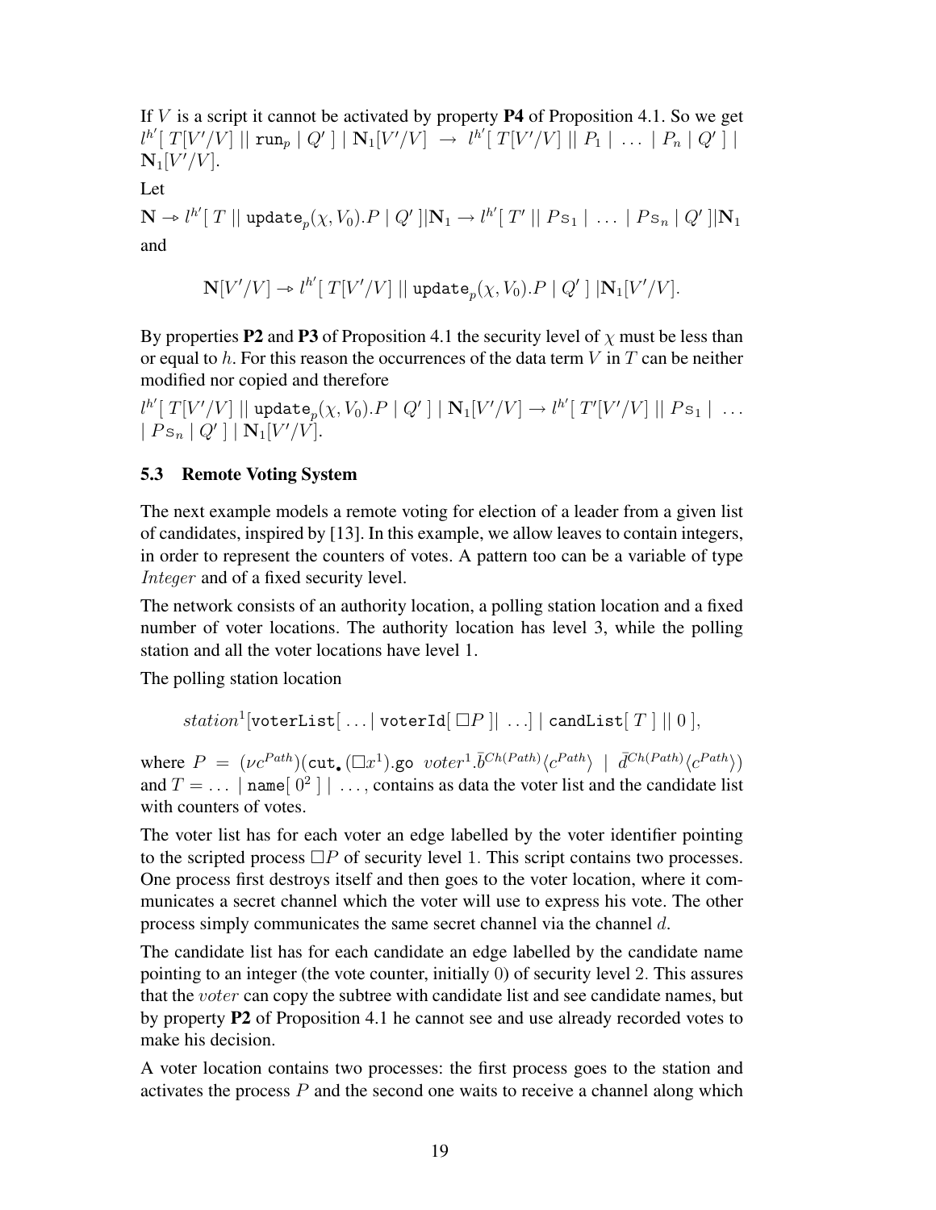If $V$ is a script it cannot be activated by property **P4** of Proposition 4.1. So we get $l^{h'}[\ T[V'/V] \mid\mid \texttt{run}_p \mid Q'\ ] \mid \mathbf{N}_1[V'/V] \ \rightarrow\ l^{h'}[\ T[V'/V] \mid\mid P_1 \mid \ \ldots \ \mid P_n \mid Q'\ ] \mid \mathbf{N}_1[V'/V]$.

Let

$\mathbf{N} \twoheadrightarrow l^{h'}[\ T \mid\mid \texttt{update}_p(\chi, V_0).P \mid Q'\ ] | \mathbf{N}_1 \rightarrow l^{h'}[\ T' \mid\mid P\texttt{s}_1 \mid \ \ldots \ \mid P\texttt{s}_n \mid Q'\ ] | \mathbf{N}_1$

and

$$\mathbf{N}[V'/V] \twoheadrightarrow l^{h'}[\ T[V'/V] \mid\mid \texttt{update}_p(\chi, V_0).P \mid Q'\ ]\ | \mathbf{N}_1[V'/V].$$

By properties **P2** and **P3** of Proposition 4.1 the security level of $\chi$ must be less than or equal to $h$. For this reason the occurrences of the data term $V$ in $T$ can be neither modified nor copied and therefore

$l^{h'}[\ T[V'/V] \mid\mid \texttt{update}_p(\chi, V_0).P \mid Q'\ ] \mid \mathbf{N}_1[V'/V] \rightarrow l^{h'}[\ T'[V'/V] \mid\mid P\texttt{s}_1 \mid \ \ldots \ \mid P\texttt{s}_n \mid Q'\ ] \mid \mathbf{N}_1[V'/V]$.

### 5.3 Remote Voting System

The next example models a remote voting for election of a leader from a given list of candidates, inspired by [13]. In this example, we allow leaves to contain integers, in order to represent the counters of votes. A pattern too can be a variable of type *Integer* and of a fixed security level.

The network consists of an authority location, a polling station location and a fixed number of voter locations. The authority location has level 3, while the polling station and all the voter locations have level 1.

The polling station location

$$station^1[\texttt{voterList}[\ \ldots \mid \texttt{voterId}[\ \Box P\ ]\mid\ \ldots] \mid \texttt{candList}[\ T\ ] \mid\mid 0\ ],$$

where $P = (\nu c^{Path})(\texttt{cut}_\bullet(\Box x^1).\texttt{go}\ \ voter^1.\bar{b}^{Ch(Path)}\langle c^{Path}\rangle \ \mid \ \bar{d}^{Ch(Path)}\langle c^{Path}\rangle)$ and $T = \ldots \ \mid \texttt{name}[\ 0^2\ ] \mid \ \ldots$, contains as data the voter list and the candidate list with counters of votes.

The voter list has for each voter an edge labelled by the voter identifier pointing to the scripted process $\Box P$ of security level 1. This script contains two processes. One process first destroys itself and then goes to the voter location, where it communicates a secret channel which the voter will use to express his vote. The other process simply communicates the same secret channel via the channel $d$.

The candidate list has for each candidate an edge labelled by the candidate name pointing to an integer (the vote counter, initially 0) of security level 2. This assures that the *voter* can copy the subtree with candidate list and see candidate names, but by property **P2** of Proposition 4.1 he cannot see and use already recorded votes to make his decision.

A voter location contains two processes: the first process goes to the station and activates the process $P$ and the second one waits to receive a channel along which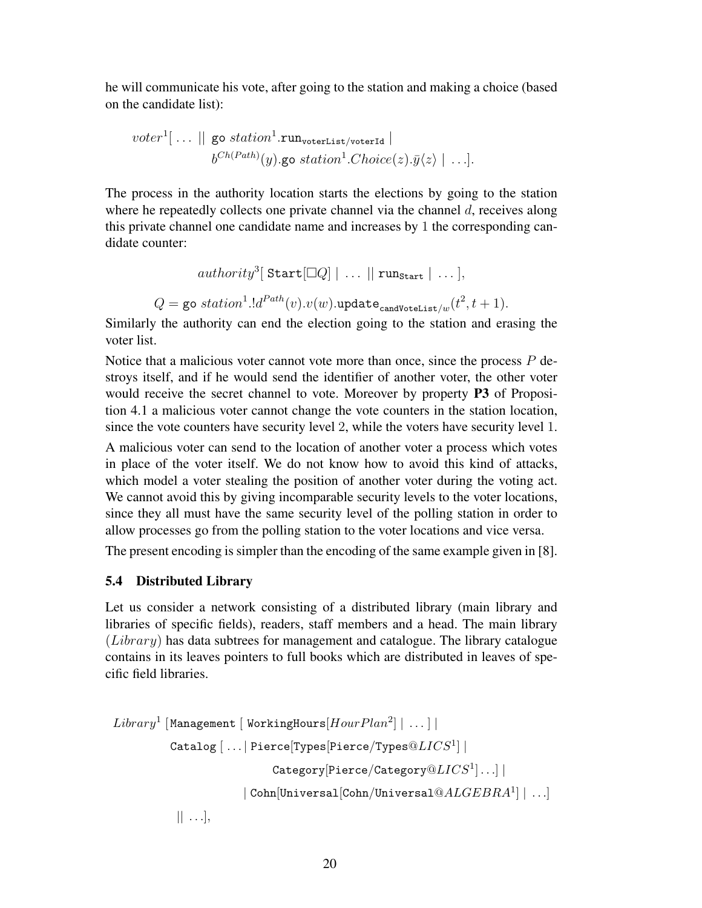he will communicate his vote, after going to the station and making a choice (based on the candidate list):

$$voter^1[\ \ldots\ \|\ \mathtt{go}\ station^1.\mathtt{run}_{\mathtt{voterList/voterId}}\ |$$
$$b^{Ch(Path)}(y).\mathtt{go}\ station^1.Choice(z).\bar{y}\langle z\rangle\ |\ \ldots].$$

The process in the authority location starts the elections by going to the station where he repeatedly collects one private channel via the channel $d$, receives along this private channel one candidate name and increases by 1 the corresponding candidate counter:

$$authority^3[\ \mathtt{Start}[\Box Q]\ |\ \ldots\ \|\ \mathtt{run}_{\mathtt{Start}}\ |\ \ldots\ ],$$

$$Q = \mathtt{go}\ station^1.!d^{Path}(v).v(w).\mathtt{update}_{\mathtt{candVoteList}/w}(t^2, t+1).$$

Similarly the authority can end the election going to the station and erasing the voter list.

Notice that a malicious voter cannot vote more than once, since the process $P$ destroys itself, and if he would send the identifier of another voter, the other voter would receive the secret channel to vote. Moreover by property **P3** of Proposition 4.1 a malicious voter cannot change the vote counters in the station location, since the vote counters have security level 2, while the voters have security level 1.

A malicious voter can send to the location of another voter a process which votes in place of the voter itself. We do not know how to avoid this kind of attacks, which model a voter stealing the position of another voter during the voting act. We cannot avoid this by giving incomparable security levels to the voter locations, since they all must have the same security level of the polling station in order to allow processes go from the polling station to the voter locations and vice versa.

The present encoding is simpler than the encoding of the same example given in [8].

### 5.4 Distributed Library

Let us consider a network consisting of a distributed library (main library and libraries of specific fields), readers, staff members and a head. The main library ($Library$) has data subtrees for management and catalogue. The library catalogue contains in its leaves pointers to full books which are distributed in leaves of specific field libraries.

$$Library^1\ [\mathtt{Management}\ [\ \mathtt{WorkingHours}[HourPlan^2]\ |\ \ldots\ ]\ |$$
$$\mathtt{Catalog}\ [\ \ldots |\ \mathtt{Pierce}[\mathtt{Types}[\mathtt{Pierce/Types}@LICS^1]\ |$$
$$\mathtt{Category}[\mathtt{Pierce/Category}@LICS^1]\ldots]\ |$$
$$|\ \mathtt{Cohn}[\mathtt{Universal}[\mathtt{Cohn/Universal}@ALGEBRA^1]\ |\ \ldots]$$
$$\|\ \ldots],$$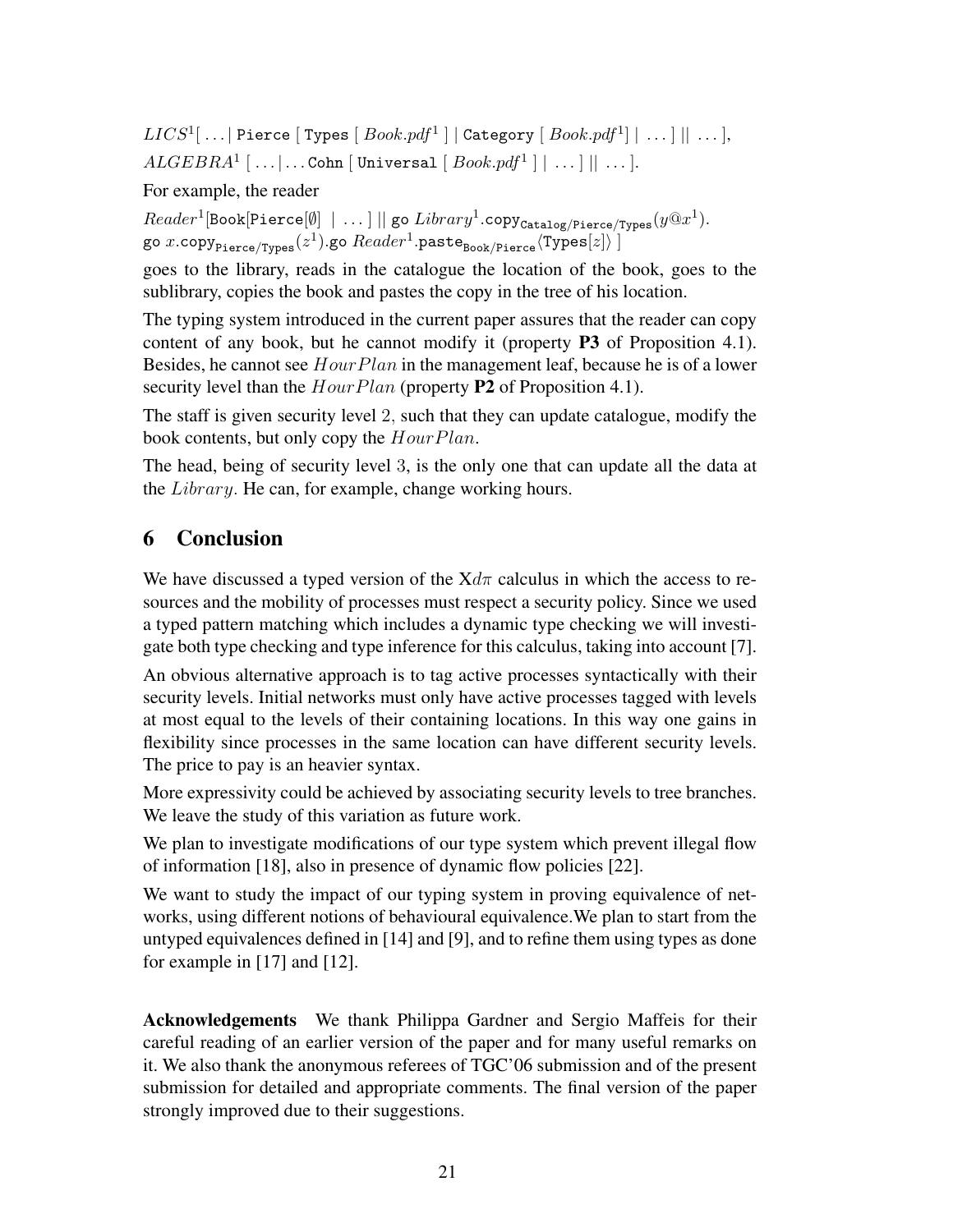$LICS^1[\ \ldots |$ $\texttt{Pierce}$ $[$ $\texttt{Types}$ $[$ $Book.pdf^1$ $]$ $|$ $\texttt{Category}$ $[$ $Book.pdf^1]$ $|$ $\ldots$ $]$ $||$ $\ldots$ $]$,

$ALGEBRA^1$ $[\ \ldots | \ldots$ $\texttt{Cohn}$ $[$ $\texttt{Universal}$ $[$ $Book.pdf^1$ $]$ $|$ $\ldots$ $]$ $||$ $\ldots$ $]$.

For example, the reader

$Reader^1[\texttt{Book}[\texttt{Pierce}[\emptyset]\ \mid \ldots\ ]\ ||\ \texttt{go}\ Library^1.\texttt{copy}_{\texttt{Catalog/Pierce/Types}}(y@x^1).$
$\texttt{go}\ x.\texttt{copy}_{\texttt{Pierce/Types}}(z^1).\texttt{go}\ Reader^1.\texttt{paste}_{\texttt{Book/Pierce}}\langle\texttt{Types}[z]\rangle\ ]$

goes to the library, reads in the catalogue the location of the book, goes to the sublibrary, copies the book and pastes the copy in the tree of his location.

The typing system introduced in the current paper assures that the reader can copy content of any book, but he cannot modify it (property **P3** of Proposition 4.1). Besides, he cannot see $HourPlan$ in the management leaf, because he is of a lower security level than the $HourPlan$ (property **P2** of Proposition 4.1).

The staff is given security level $2,$ such that they can update catalogue, modify the book contents, but only copy the $HourPlan.$

The head, being of security level $3,$ is the only one that can update all the data at the $Library.$ He can, for example, change working hours.

## 6 Conclusion

We have discussed a typed version of the X$d\pi$ calculus in which the access to resources and the mobility of processes must respect a security policy. Since we used a typed pattern matching which includes a dynamic type checking we will investigate both type checking and type inference for this calculus, taking into account [7].

An obvious alternative approach is to tag active processes syntactically with their security levels. Initial networks must only have active processes tagged with levels at most equal to the levels of their containing locations. In this way one gains in flexibility since processes in the same location can have different security levels. The price to pay is an heavier syntax.

More expressivity could be achieved by associating security levels to tree branches. We leave the study of this variation as future work.

We plan to investigate modifications of our type system which prevent illegal flow of information [18], also in presence of dynamic flow policies [22].

We want to study the impact of our typing system in proving equivalence of networks, using different notions of behavioural equivalence.We plan to start from the untyped equivalences defined in [14] and [9], and to refine them using types as done for example in [17] and [12].

**Acknowledgements** We thank Philippa Gardner and Sergio Maffeis for their careful reading of an earlier version of the paper and for many useful remarks on it. We also thank the anonymous referees of TGC'06 submission and of the present submission for detailed and appropriate comments. The final version of the paper strongly improved due to their suggestions.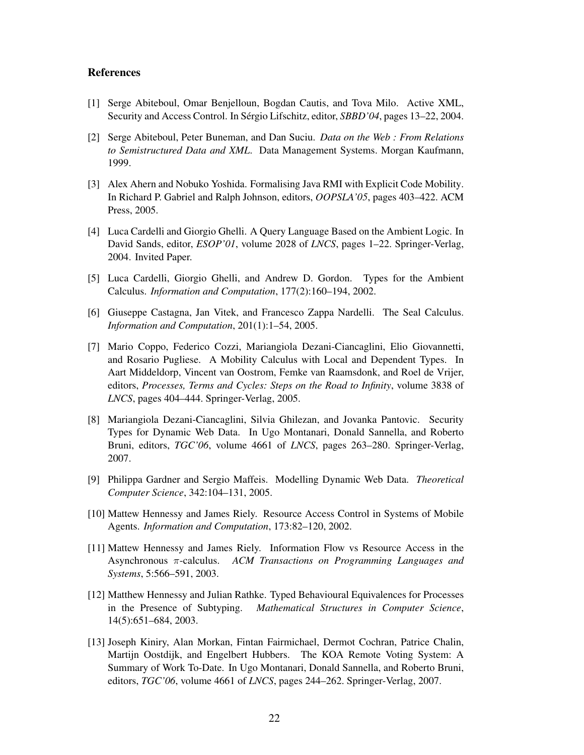## References

[1] Serge Abiteboul, Omar Benjelloun, Bogdan Cautis, and Tova Milo. Active XML, Security and Access Control. In Sérgio Lifschitz, editor, *SBBD'04*, pages 13–22, 2004.

[2] Serge Abiteboul, Peter Buneman, and Dan Suciu. *Data on the Web : From Relations to Semistructured Data and XML*. Data Management Systems. Morgan Kaufmann, 1999.

[3] Alex Ahern and Nobuko Yoshida. Formalising Java RMI with Explicit Code Mobility. In Richard P. Gabriel and Ralph Johnson, editors, *OOPSLA'05*, pages 403–422. ACM Press, 2005.

[4] Luca Cardelli and Giorgio Ghelli. A Query Language Based on the Ambient Logic. In David Sands, editor, *ESOP'01*, volume 2028 of *LNCS*, pages 1–22. Springer-Verlag, 2004. Invited Paper.

[5] Luca Cardelli, Giorgio Ghelli, and Andrew D. Gordon. Types for the Ambient Calculus. *Information and Computation*, 177(2):160–194, 2002.

[6] Giuseppe Castagna, Jan Vitek, and Francesco Zappa Nardelli. The Seal Calculus. *Information and Computation*, 201(1):1–54, 2005.

[7] Mario Coppo, Federico Cozzi, Mariangiola Dezani-Ciancaglini, Elio Giovannetti, and Rosario Pugliese. A Mobility Calculus with Local and Dependent Types. In Aart Middeldorp, Vincent van Oostrom, Femke van Raamsdonk, and Roel de Vrijer, editors, *Processes, Terms and Cycles: Steps on the Road to Infinity*, volume 3838 of *LNCS*, pages 404–444. Springer-Verlag, 2005.

[8] Mariangiola Dezani-Ciancaglini, Silvia Ghilezan, and Jovanka Pantovic. Security Types for Dynamic Web Data. In Ugo Montanari, Donald Sannella, and Roberto Bruni, editors, *TGC'06*, volume 4661 of *LNCS*, pages 263–280. Springer-Verlag, 2007.

[9] Philippa Gardner and Sergio Maffeis. Modelling Dynamic Web Data. *Theoretical Computer Science*, 342:104–131, 2005.

[10] Mattew Hennessy and James Riely. Resource Access Control in Systems of Mobile Agents. *Information and Computation*, 173:82–120, 2002.

[11] Mattew Hennessy and James Riely. Information Flow vs Resource Access in the Asynchronous $\pi$-calculus. *ACM Transactions on Programming Languages and Systems*, 5:566–591, 2003.

[12] Matthew Hennessy and Julian Rathke. Typed Behavioural Equivalences for Processes in the Presence of Subtyping. *Mathematical Structures in Computer Science*, 14(5):651–684, 2003.

[13] Joseph Kiniry, Alan Morkan, Fintan Fairmichael, Dermot Cochran, Patrice Chalin, Martijn Oostdijk, and Engelbert Hubbers. The KOA Remote Voting System: A Summary of Work To-Date. In Ugo Montanari, Donald Sannella, and Roberto Bruni, editors, *TGC'06*, volume 4661 of *LNCS*, pages 244–262. Springer-Verlag, 2007.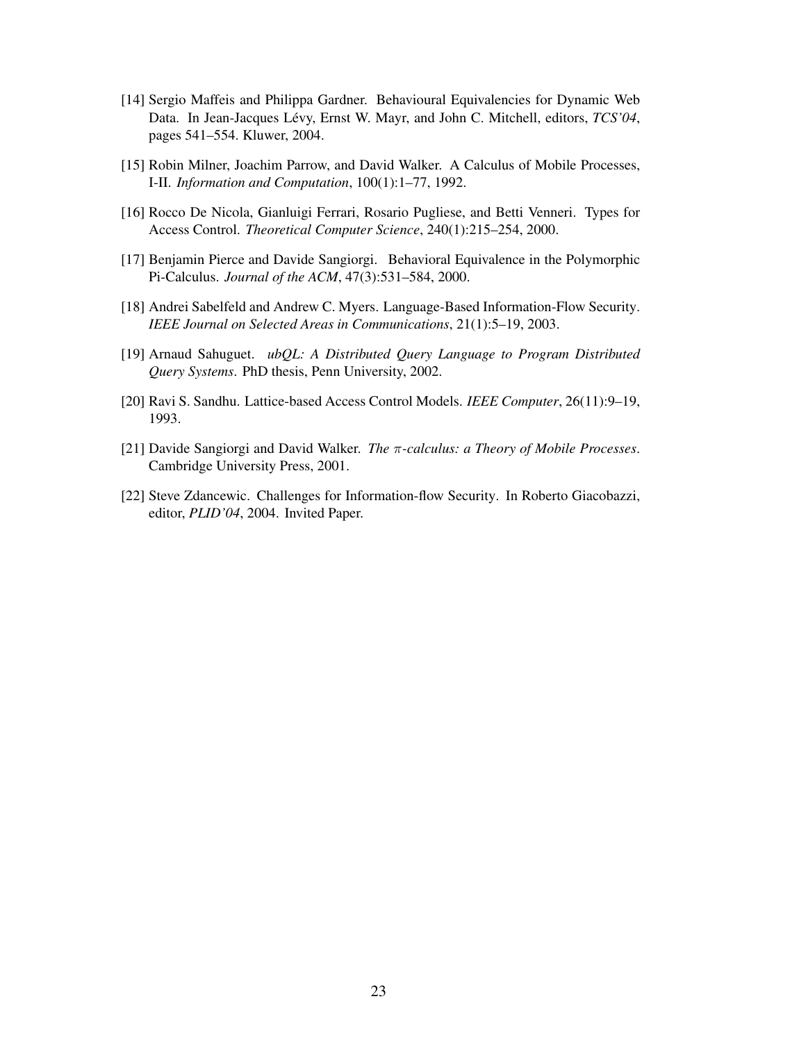[14] Sergio Maffeis and Philippa Gardner. Behavioural Equivalencies for Dynamic Web Data. In Jean-Jacques Lévy, Ernst W. Mayr, and John C. Mitchell, editors, *TCS'04*, pages 541–554. Kluwer, 2004.

[15] Robin Milner, Joachim Parrow, and David Walker. A Calculus of Mobile Processes, I-II. *Information and Computation*, 100(1):1–77, 1992.

[16] Rocco De Nicola, Gianluigi Ferrari, Rosario Pugliese, and Betti Venneri. Types for Access Control. *Theoretical Computer Science*, 240(1):215–254, 2000.

[17] Benjamin Pierce and Davide Sangiorgi. Behavioral Equivalence in the Polymorphic Pi-Calculus. *Journal of the ACM*, 47(3):531–584, 2000.

[18] Andrei Sabelfeld and Andrew C. Myers. Language-Based Information-Flow Security. *IEEE Journal on Selected Areas in Communications*, 21(1):5–19, 2003.

[19] Arnaud Sahuguet. *ubQL: A Distributed Query Language to Program Distributed Query Systems*. PhD thesis, Penn University, 2002.

[20] Ravi S. Sandhu. Lattice-based Access Control Models. *IEEE Computer*, 26(11):9–19, 1993.

[21] Davide Sangiorgi and David Walker. *The $\pi$-calculus: a Theory of Mobile Processes*. Cambridge University Press, 2001.

[22] Steve Zdancewic. Challenges for Information-flow Security. In Roberto Giacobazzi, editor, *PLID'04*, 2004. Invited Paper.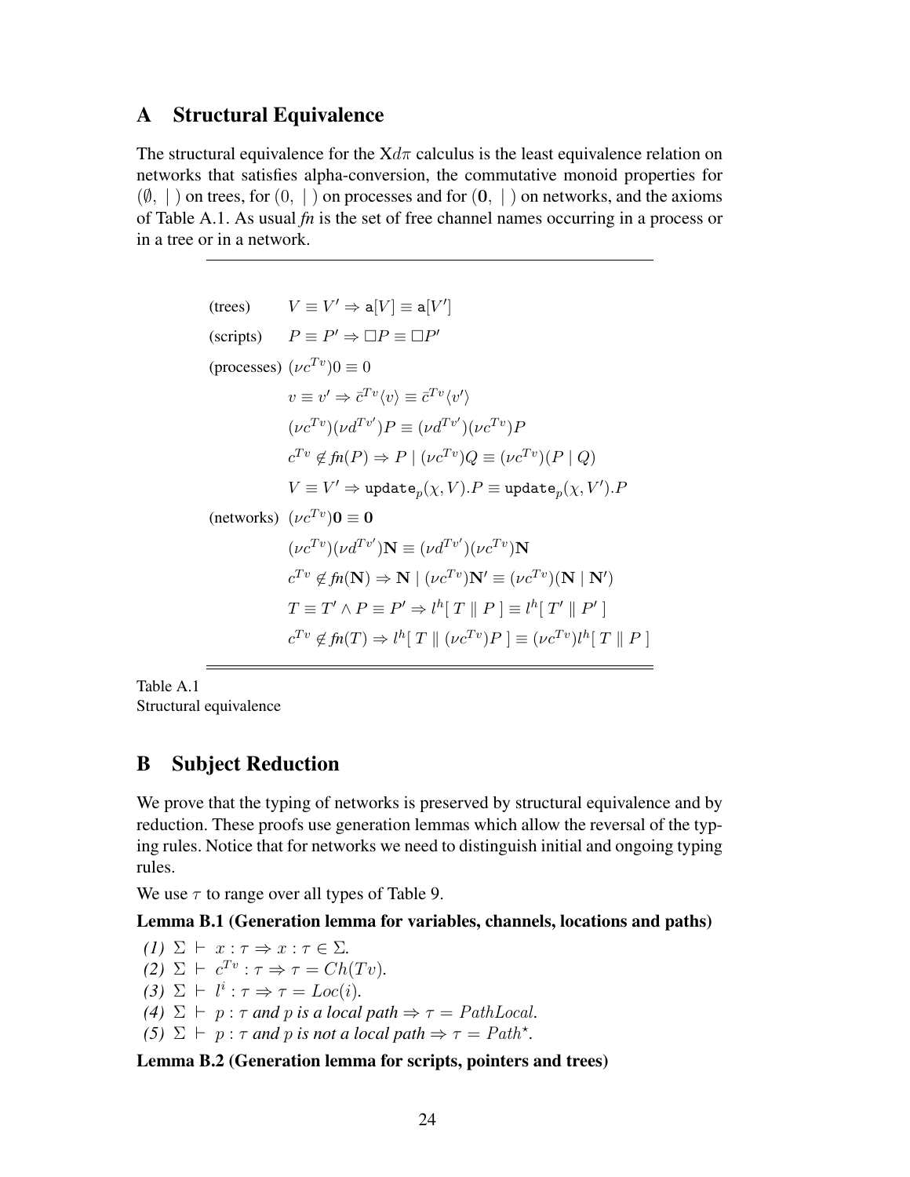## A Structural Equivalence

The structural equivalence for the X$d\pi$ calculus is the least equivalence relation on networks that satisfies alpha-conversion, the commutative monoid properties for $(\emptyset, \mid)$ on trees, for $(0, \mid)$ on processes and for $(\mathbf{0}, \mid)$ on networks, and the axioms of Table A.1. As usual *fn* is the set of free channel names occurring in a process or in a tree or in a network.

$$
\begin{array}{ll}
\text{(trees)} & V \equiv V' \Rightarrow \mathtt{a}[V] \equiv \mathtt{a}[V'] \\
\text{(scripts)} & P \equiv P' \Rightarrow \Box P \equiv \Box P' \\
\text{(processes)} & (\nu c^{Tv})0 \equiv 0 \\
& v \equiv v' \Rightarrow \bar{c}^{Tv}\langle v \rangle \equiv \bar{c}^{Tv}\langle v' \rangle \\
& (\nu c^{Tv})(\nu d^{Tv'})P \equiv (\nu d^{Tv'})(\nu c^{Tv})P \\
& c^{Tv} \notin \mathit{fn}(P) \Rightarrow P \mid (\nu c^{Tv})Q \equiv (\nu c^{Tv})(P \mid Q) \\
& V \equiv V' \Rightarrow \mathtt{update}_p(\chi, V).P \equiv \mathtt{update}_p(\chi, V').P \\
\text{(networks)} & (\nu c^{Tv})\mathbf{0} \equiv \mathbf{0} \\
& (\nu c^{Tv})(\nu d^{Tv'})\mathbf{N} \equiv (\nu d^{Tv'})(\nu c^{Tv})\mathbf{N} \\
& c^{Tv} \notin \mathit{fn}(\mathbf{N}) \Rightarrow \mathbf{N} \mid (\nu c^{Tv})\mathbf{N}' \equiv (\nu c^{Tv})(\mathbf{N} \mid \mathbf{N}') \\
& T \equiv T' \wedge P \equiv P' \Rightarrow l^h[\, T \parallel P \,] \equiv l^h[\, T' \parallel P' \,] \\
& c^{Tv} \notin \mathit{fn}(T) \Rightarrow l^h[\, T \parallel (\nu c^{Tv})P \,] \equiv (\nu c^{Tv})l^h[\, T \parallel P \,]
\end{array}
$$

Table A.1
Structural equivalence

## B Subject Reduction

We prove that the typing of networks is preserved by structural equivalence and by reduction. These proofs use generation lemmas which allow the reversal of the typing rules. Notice that for networks we need to distinguish initial and ongoing typing rules.

We use $\tau$ to range over all types of Table 9.

**Lemma B.1 (Generation lemma for variables, channels, locations and paths)**

*(1)* $\Sigma \vdash x : \tau \Rightarrow x : \tau \in \Sigma$.
*(2)* $\Sigma \vdash c^{Tv} : \tau \Rightarrow \tau = Ch(Tv)$.
*(3)* $\Sigma \vdash l^i : \tau \Rightarrow \tau = Loc(i)$.
*(4)* $\Sigma \vdash p : \tau$ *and* $p$ *is a local path* $\Rightarrow \tau = PathLocal$.
*(5)* $\Sigma \vdash p : \tau$ *and* $p$ *is not a local path* $\Rightarrow \tau = Path^{\star}$.

**Lemma B.2 (Generation lemma for scripts, pointers and trees)**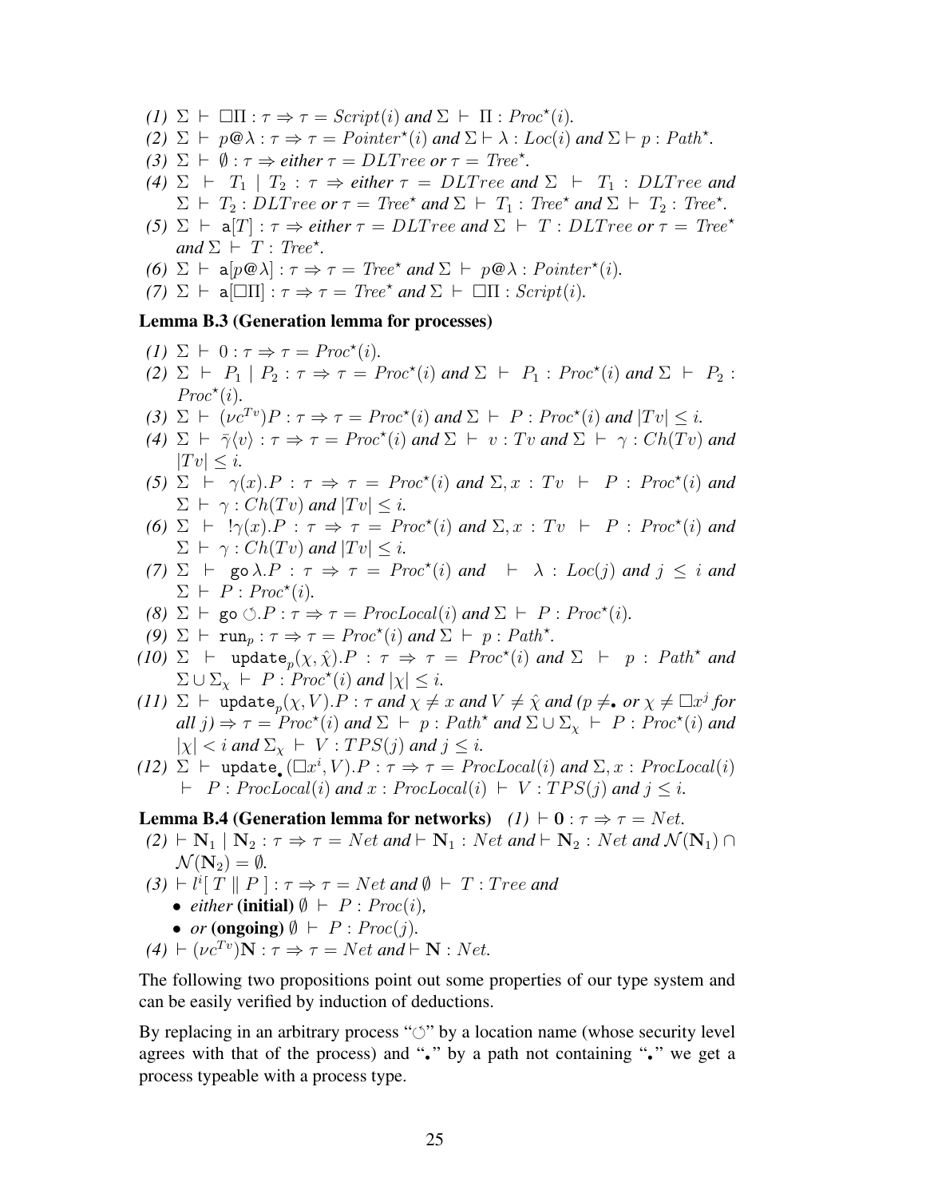*(1)* $\Sigma \vdash \Box\Pi : \tau \Rightarrow \tau = Script(i)$ *and* $\Sigma \vdash \Pi : Proc^\star(i)$.

*(2)* $\Sigma \vdash p@\lambda : \tau \Rightarrow \tau = Pointer^\star(i)$ *and* $\Sigma \vdash \lambda : Loc(i)$ *and* $\Sigma \vdash p : Path^\star$.

*(3)* $\Sigma \vdash \emptyset : \tau \Rightarrow$ *either* $\tau = DLTree$ *or* $\tau = Tree^\star$.

*(4)* $\Sigma \vdash T_1 \mid T_2 : \tau \Rightarrow$ *either* $\tau = DLTree$ *and* $\Sigma \vdash T_1 : DLTree$ *and* $\Sigma \vdash T_2 : DLTree$ *or* $\tau = Tree^\star$ *and* $\Sigma \vdash T_1 : Tree^\star$ *and* $\Sigma \vdash T_2 : Tree^\star$.

*(5)* $\Sigma \vdash \mathtt{a}[T] : \tau \Rightarrow$ *either* $\tau = DLTree$ *and* $\Sigma \vdash T : DLTree$ *or* $\tau = Tree^\star$ *and* $\Sigma \vdash T : Tree^\star$.

*(6)* $\Sigma \vdash \mathtt{a}[p@\lambda] : \tau \Rightarrow \tau = Tree^\star$ *and* $\Sigma \vdash p@\lambda : Pointer^\star(i)$.

*(7)* $\Sigma \vdash \mathtt{a}[\Box\Pi] : \tau \Rightarrow \tau = Tree^\star$ *and* $\Sigma \vdash \Box\Pi : Script(i)$.

**Lemma B.3 (Generation lemma for processes)**

*(1)* $\Sigma \vdash 0 : \tau \Rightarrow \tau = Proc^\star(i)$.

*(2)* $\Sigma \vdash P_1 \mid P_2 : \tau \Rightarrow \tau = Proc^\star(i)$ *and* $\Sigma \vdash P_1 : Proc^\star(i)$ *and* $\Sigma \vdash P_2 : Proc^\star(i)$.

*(3)* $\Sigma \vdash (\nu c^{Tv})P : \tau \Rightarrow \tau = Proc^\star(i)$ *and* $\Sigma \vdash P : Proc^\star(i)$ *and* $|Tv| \leq i$.

*(4)* $\Sigma \vdash \bar{\gamma}\langle v\rangle : \tau \Rightarrow \tau = Proc^\star(i)$ *and* $\Sigma \vdash v : Tv$ *and* $\Sigma \vdash \gamma : Ch(Tv)$ *and* $|Tv| \leq i$.

*(5)* $\Sigma \vdash \gamma(x).P : \tau \Rightarrow \tau = Proc^\star(i)$ *and* $\Sigma, x : Tv \vdash P : Proc^\star(i)$ *and* $\Sigma \vdash \gamma : Ch(Tv)$ *and* $|Tv| \leq i$.

*(6)* $\Sigma \vdash\ !\gamma(x).P : \tau \Rightarrow \tau = Proc^\star(i)$ *and* $\Sigma, x : Tv \vdash P : Proc^\star(i)$ *and* $\Sigma \vdash \gamma : Ch(Tv)$ *and* $|Tv| \leq i$.

*(7)* $\Sigma \vdash \mathtt{go}\,\lambda.P : \tau \Rightarrow \tau = Proc^\star(i)$ *and* $\vdash \lambda : Loc(j)$ *and* $j \leq i$ *and* $\Sigma \vdash P : Proc^\star(i)$.

*(8)* $\Sigma \vdash \mathtt{go}\,\circlearrowleft.P : \tau \Rightarrow \tau = ProcLocal(i)$ *and* $\Sigma \vdash P : Proc^\star(i)$.

*(9)* $\Sigma \vdash \mathtt{run}_p : \tau \Rightarrow \tau = Proc^\star(i)$ *and* $\Sigma \vdash p : Path^\star$.

*(10)* $\Sigma \vdash \mathtt{update}_p(\chi, \hat{\chi}).P : \tau \Rightarrow \tau = Proc^\star(i)$ *and* $\Sigma \vdash p : Path^\star$ *and* $\Sigma \cup \Sigma_\chi \vdash P : Proc^\star(i)$ *and* $|\chi| \leq i$.

*(11)* $\Sigma \vdash \mathtt{update}_p(\chi, V).P : \tau$ *and* $\chi \neq x$ *and* $V \neq \hat{\chi}$ *and* ($p \neq_\bullet$ *or* $\chi \neq \Box x^j$ *for all* $j$) $\Rightarrow \tau = Proc^\star(i)$ *and* $\Sigma \vdash p : Path^\star$ *and* $\Sigma \cup \Sigma_\chi \vdash P : Proc^\star(i)$ *and* $|\chi| < i$ *and* $\Sigma_\chi \vdash V : TPS(j)$ *and* $j \leq i$.

*(12)* $\Sigma \vdash \mathtt{update}_\bullet(\Box x^i, V).P : \tau \Rightarrow \tau = ProcLocal(i)$ *and* $\Sigma, x : ProcLocal(i) \vdash P : ProcLocal(i)$ *and* $x : ProcLocal(i) \vdash V : TPS(j)$ *and* $j \leq i$.

**Lemma B.4 (Generation lemma for networks)** *(1)* $\vdash \mathbf{0} : \tau \Rightarrow \tau = Net$.

*(2)* $\vdash \mathbf{N}_1 \mid \mathbf{N}_2 : \tau \Rightarrow \tau = Net$ *and* $\vdash \mathbf{N}_1 : Net$ *and* $\vdash \mathbf{N}_2 : Net$ *and* $\mathcal{N}(\mathbf{N}_1) \cap \mathcal{N}(\mathbf{N}_2) = \emptyset$.

*(3)* $\vdash l^i[\, T \parallel P \,] : \tau \Rightarrow \tau = Net$ *and* $\emptyset \vdash T : Tree$ *and*

- *either* **(initial)** $\emptyset \vdash P : Proc(i)$,
- *or* **(ongoing)** $\emptyset \vdash P : Proc(j)$.

*(4)* $\vdash (\nu c^{Tv})\mathbf{N} : \tau \Rightarrow \tau = Net$ *and* $\vdash \mathbf{N} : Net$.

The following two propositions point out some properties of our type system and can be easily verified by induction of deductions.

By replacing in an arbitrary process "$\circlearrowleft$" by a location name (whose security level agrees with that of the process) and "$\bullet$" by a path not containing "$\bullet$" we get a process typeable with a process type.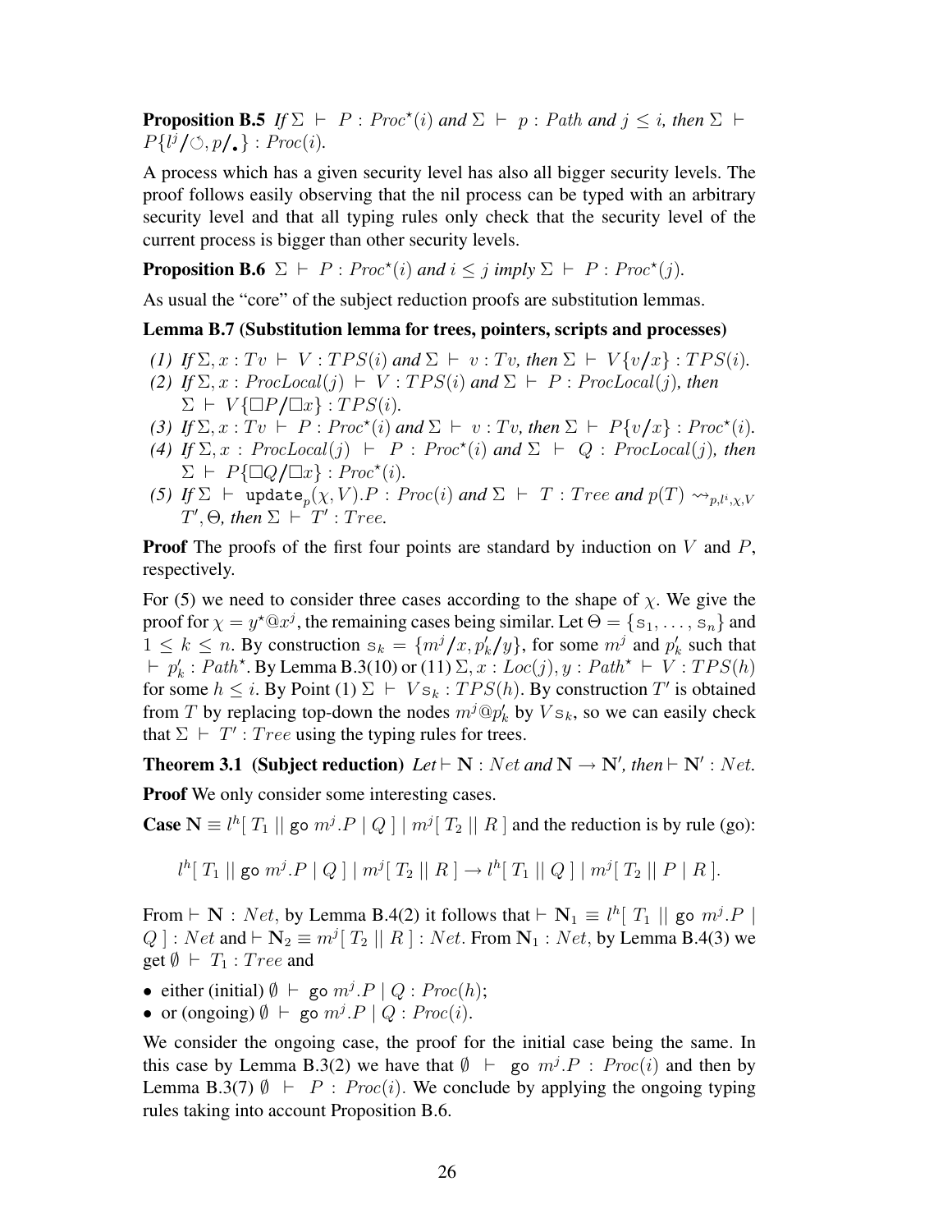**Proposition B.5** *If* $\Sigma \vdash P : Proc^\star(i)$ *and* $\Sigma \vdash p : Path$ *and* $j \leq i$*, then* $\Sigma \vdash P\{l^j/\circlearrowleft, p/\bullet\} : Proc(i)$.

A process which has a given security level has also all bigger security levels. The proof follows easily observing that the nil process can be typed with an arbitrary security level and that all typing rules only check that the security level of the current process is bigger than other security levels.

**Proposition B.6** $\Sigma \vdash P : Proc^\star(i)$ *and* $i \leq j$ *imply* $\Sigma \vdash P : Proc^\star(j)$.

As usual the "core" of the subject reduction proofs are substitution lemmas.

**Lemma B.7 (Substitution lemma for trees, pointers, scripts and processes)**

*(1) If* $\Sigma, x : Tv \vdash V : TPS(i)$ *and* $\Sigma \vdash v : Tv$*, then* $\Sigma \vdash V\{v/x\} : TPS(i)$.
*(2) If* $\Sigma, x : ProcLocal(j) \vdash V : TPS(i)$ *and* $\Sigma \vdash P : ProcLocal(j)$*, then* $\Sigma \vdash V\{\Box P/\Box x\} : TPS(i)$.
*(3) If* $\Sigma, x : Tv \vdash P : Proc^\star(i)$ *and* $\Sigma \vdash v : Tv$*, then* $\Sigma \vdash P\{v/x\} : Proc^\star(i)$.
*(4) If* $\Sigma, x : ProcLocal(j) \vdash P : Proc^\star(i)$ *and* $\Sigma \vdash Q : ProcLocal(j)$*, then* $\Sigma \vdash P\{\Box Q/\Box x\} : Proc^\star(i)$.
*(5) If* $\Sigma \vdash \mathtt{update}_p(\chi, V).P : Proc(i)$ *and* $\Sigma \vdash T : Tree$ *and* $p(T) \leadsto_{p,l^i,\chi,V} T', \Theta$*, then* $\Sigma \vdash T' : Tree$.

**Proof** The proofs of the first four points are standard by induction on $V$ and $P$, respectively.

For (5) we need to consider three cases according to the shape of $\chi$. We give the proof for $\chi = y^\star @ x^j$, the remaining cases being similar. Let $\Theta = \{\mathtt{s}_1, \ldots, \mathtt{s}_n\}$ and $1 \leq k \leq n$. By construction $\mathtt{s}_k = \{m^j/x, p'_k/y\}$, for some $m^j$ and $p'_k$ such that $\vdash p'_k : Path^\star$. By Lemma B.3(10) or (11) $\Sigma, x : Loc(j), y : Path^\star \vdash V : TPS(h)$ for some $h \leq i$. By Point (1) $\Sigma \vdash V\mathtt{s}_k : TPS(h)$. By construction $T'$ is obtained from $T$ by replacing top-down the nodes $m^j @ p'_k$ by $V\mathtt{s}_k$, so we can easily check that $\Sigma \vdash T' : Tree$ using the typing rules for trees.

**Theorem 3.1 (Subject reduction)** *Let* $\vdash \mathbf{N} : Net$ *and* $\mathbf{N} \to \mathbf{N}'$*, then* $\vdash \mathbf{N}' : Net$.

**Proof** We only consider some interesting cases.

**Case** $\mathbf{N} \equiv l^h[\, T_1 \,||\, \mathtt{go}\ m^j.P \mid Q \,] \mid m^j[\, T_2 \,||\, R \,]$ and the reduction is by rule (go):

$$l^h[\, T_1 \,||\, \mathtt{go}\ m^j.P \mid Q \,] \mid m^j[\, T_2 \,||\, R \,] \to l^h[\, T_1 \,||\, Q \,] \mid m^j[\, T_2 \,||\, P \mid R \,].$$

From $\vdash \mathbf{N} : Net$, by Lemma B.4(2) it follows that $\vdash \mathbf{N}_1 \equiv l^h[\, T_1 \,||\, \mathtt{go}\ m^j.P \mid Q \,] : Net$ and $\vdash \mathbf{N}_2 \equiv m^j[\, T_2 \,||\, R \,] : Net$. From $\mathbf{N}_1 : Net$, by Lemma B.4(3) we get $\emptyset \vdash T_1 : Tree$ and

- either (initial) $\emptyset \vdash \mathtt{go}\ m^j.P \mid Q : Proc(h)$;
- or (ongoing) $\emptyset \vdash \mathtt{go}\ m^j.P \mid Q : Proc(i)$.

We consider the ongoing case, the proof for the initial case being the same. In this case by Lemma B.3(2) we have that $\emptyset \vdash \mathtt{go}\ m^j.P : Proc(i)$ and then by Lemma B.3(7) $\emptyset \vdash P : Proc(i)$. We conclude by applying the ongoing typing rules taking into account Proposition B.6.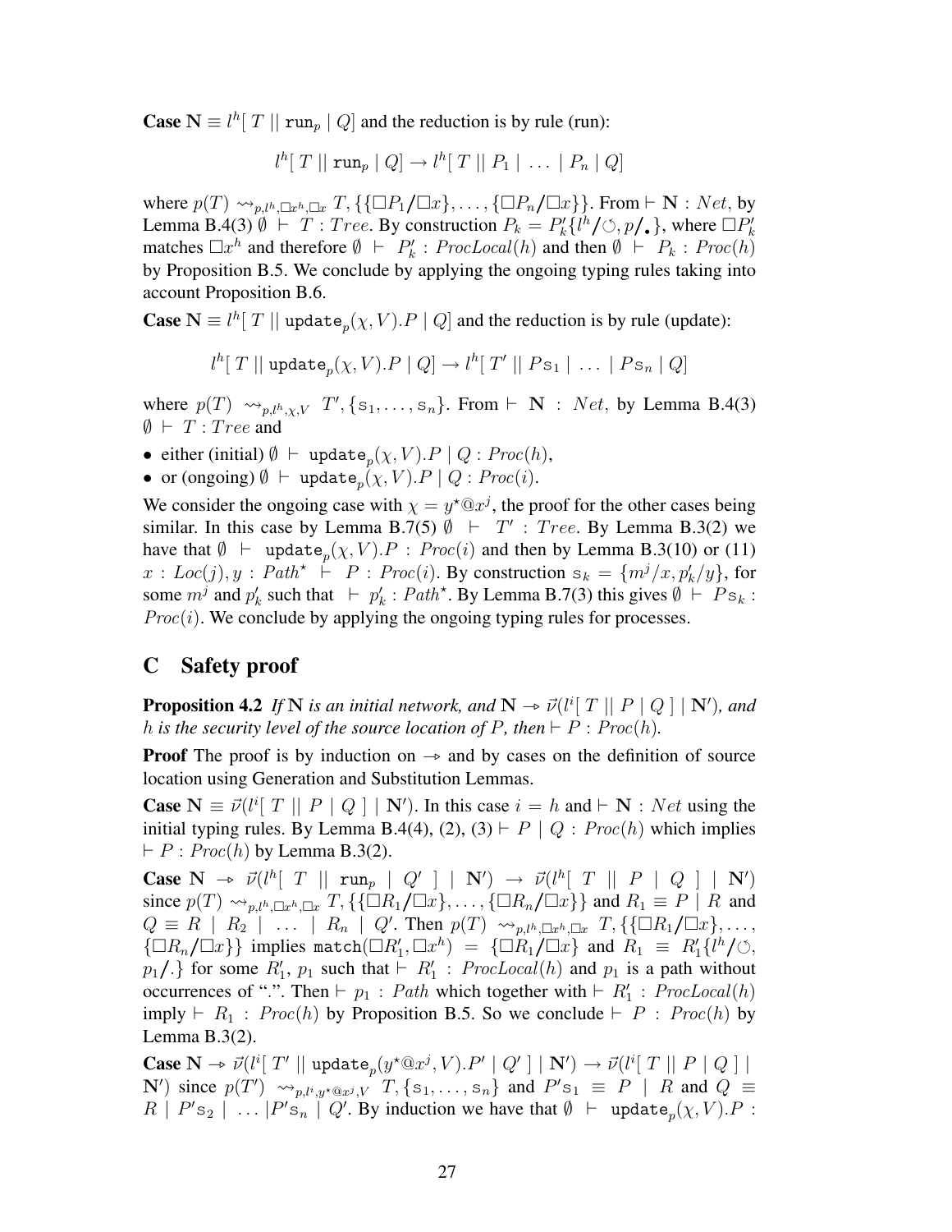**Case** $\mathbf{N} \equiv l^h[\, T \,||\, \mathtt{run}_p \mid Q]$ and the reduction is by rule (run):

$$l^h[\, T \,||\, \mathtt{run}_p \mid Q] \to l^h[\, T \,||\, P_1 \mid \ldots \mid P_n \mid Q]$$

where $p(T) \leadsto_{p,l^h,\Box x^h,\Box x} T, \{\{\Box P_1/\Box x\}, \ldots, \{\Box P_n/\Box x\}\}$. From $\vdash \mathbf{N} : Net$, by Lemma B.4(3) $\emptyset \vdash T : Tree$. By construction $P_k = P'_k\{l^h/\circlearrowleft, p/\centerdot\}$, where $\Box P'_k$ matches $\Box x^h$ and therefore $\emptyset \vdash P'_k : \mathit{ProcLocal}(h)$ and then $\emptyset \vdash P_k : \mathit{Proc}(h)$ by Proposition B.5. We conclude by applying the ongoing typing rules taking into account Proposition B.6.

**Case** $\mathbf{N} \equiv l^h[\, T \,||\, \mathtt{update}_p(\chi, V).P \mid Q]$ and the reduction is by rule (update):

$$l^h[\, T \,||\, \mathtt{update}_p(\chi, V).P \mid Q] \to l^h[\, T' \,||\, P\mathtt{s}_1 \mid \ldots \mid P\mathtt{s}_n \mid Q]$$

where $p(T) \leadsto_{p,l^h,\chi,V} T', \{\mathtt{s}_1, \ldots, \mathtt{s}_n\}$. From $\vdash \mathbf{N} : Net$, by Lemma B.4(3) $\emptyset \vdash T : Tree$ and

- either (initial) $\emptyset \vdash \mathtt{update}_p(\chi, V).P \mid Q : \mathit{Proc}(h)$,
- or (ongoing) $\emptyset \vdash \mathtt{update}_p(\chi, V).P \mid Q : \mathit{Proc}(i)$.

We consider the ongoing case with $\chi = y^\star @ x^j$, the proof for the other cases being similar. In this case by Lemma B.7(5) $\emptyset \vdash T' : Tree$. By Lemma B.3(2) we have that $\emptyset \vdash \mathtt{update}_p(\chi, V).P : \mathit{Proc}(i)$ and then by Lemma B.3(10) or (11) $x : \mathit{Loc}(j), y : \mathit{Path}^\star \vdash P : \mathit{Proc}(i)$. By construction $\mathtt{s}_k = \{m^j/x, p'_k/y\}$, for some $m^j$ and $p'_k$ such that $\vdash p'_k : \mathit{Path}^\star$. By Lemma B.7(3) this gives $\emptyset \vdash P\mathtt{s}_k : \mathit{Proc}(i)$. We conclude by applying the ongoing typing rules for processes.

# C Safety proof

**Proposition 4.2** *If* $\mathbf{N}$ *is an initial network, and* $\mathbf{N} \twoheadrightarrow \vec{\nu}(l^i[\, T \,||\, P \mid Q\,] \mid \mathbf{N}')$*, and* $h$ *is the security level of the source location of* $P$*, then* $\vdash P : \mathit{Proc}(h)$*.*

**Proof** The proof is by induction on $\twoheadrightarrow$ and by cases on the definition of source location using Generation and Substitution Lemmas.

**Case** $\mathbf{N} \equiv \vec{\nu}(l^i[\, T \,||\, P \mid Q\,] \mid \mathbf{N}')$. In this case $i = h$ and $\vdash \mathbf{N} : Net$ using the initial typing rules. By Lemma B.4(4), (2), (3) $\vdash P \mid Q : \mathit{Proc}(h)$ which implies $\vdash P : \mathit{Proc}(h)$ by Lemma B.3(2).

**Case** $\mathbf{N} \twoheadrightarrow \vec{\nu}(l^h[\, T \,||\, \mathtt{run}_p \mid Q'\,] \mid \mathbf{N}') \to \vec{\nu}(l^h[\, T \,||\, P \mid Q\,] \mid \mathbf{N}')$ since $p(T) \leadsto_{p,l^h,\Box x^h,\Box x} T, \{\{\Box R_1/\Box x\}, \ldots, \{\Box R_n/\Box x\}\}$ and $R_1 \equiv P \mid R$ and $Q \equiv R \mid R_2 \mid \ldots \mid R_n \mid Q'$. Then $p(T) \leadsto_{p,l^h,\Box x^h,\Box x} T, \{\{\Box R_1/\Box x\}, \ldots, \{\Box R_n/\Box x\}\}$ implies $\mathtt{match}(\Box R'_1, \Box x^h) = \{\Box R_1/\Box x\}$ and $R_1 \equiv R'_1\{l^h/\circlearrowleft, p_1/.\}$ for some $R'_1$, $p_1$ such that $\vdash R'_1 : \mathit{ProcLocal}(h)$ and $p_1$ is a path without occurrences of ".". Then $\vdash p_1 : \mathit{Path}$ which together with $\vdash R'_1 : \mathit{ProcLocal}(h)$ imply $\vdash R_1 : \mathit{Proc}(h)$ by Proposition B.5. So we conclude $\vdash P : \mathit{Proc}(h)$ by Lemma B.3(2).

**Case** $\mathbf{N} \twoheadrightarrow \vec{\nu}(l^i[\, T' \,||\, \mathtt{update}_p(y^\star @ x^j, V).P' \mid Q'\,] \mid \mathbf{N}') \to \vec{\nu}(l^i[\, T \,||\, P \mid Q\,] \mid \mathbf{N}')$ since $p(T') \leadsto_{p,l^i,y^\star @ x^j,V} T, \{\mathtt{s}_1, \ldots, \mathtt{s}_n\}$ and $P'\mathtt{s}_1 \equiv P \mid R$ and $Q \equiv R \mid P'\mathtt{s}_2 \mid \ldots \mid P'\mathtt{s}_n \mid Q'$. By induction we have that $\emptyset \vdash \mathtt{update}_p(\chi, V).P :$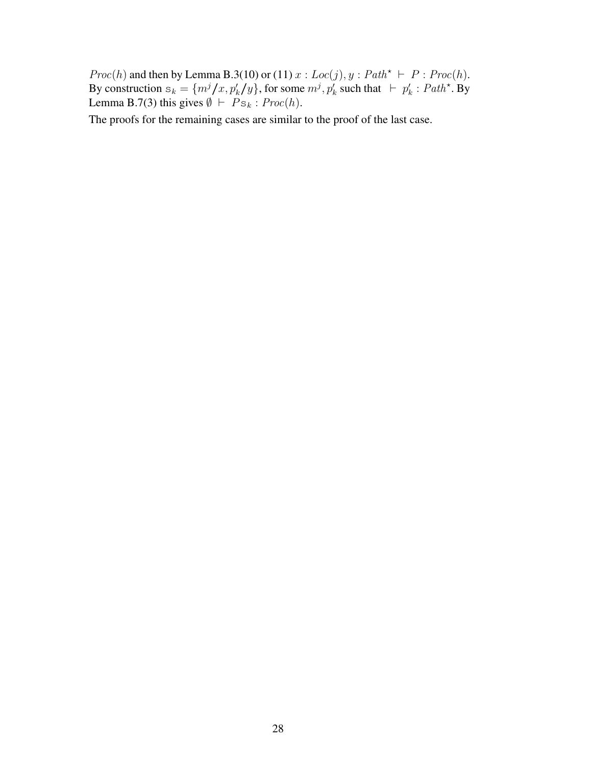$Proc(h)$ and then by Lemma B.3(10) or (11) $x : Loc(j), y : Path^\star \vdash P : Proc(h)$. By construction $\mathtt{s}_k = \{m^j/x, p'_k/y\}$, for some $m^j, p'_k$ such that $\vdash p'_k : Path^\star$. By Lemma B.7(3) this gives $\emptyset \vdash P\mathtt{s}_k : Proc(h)$.

The proofs for the remaining cases are similar to the proof of the last case.